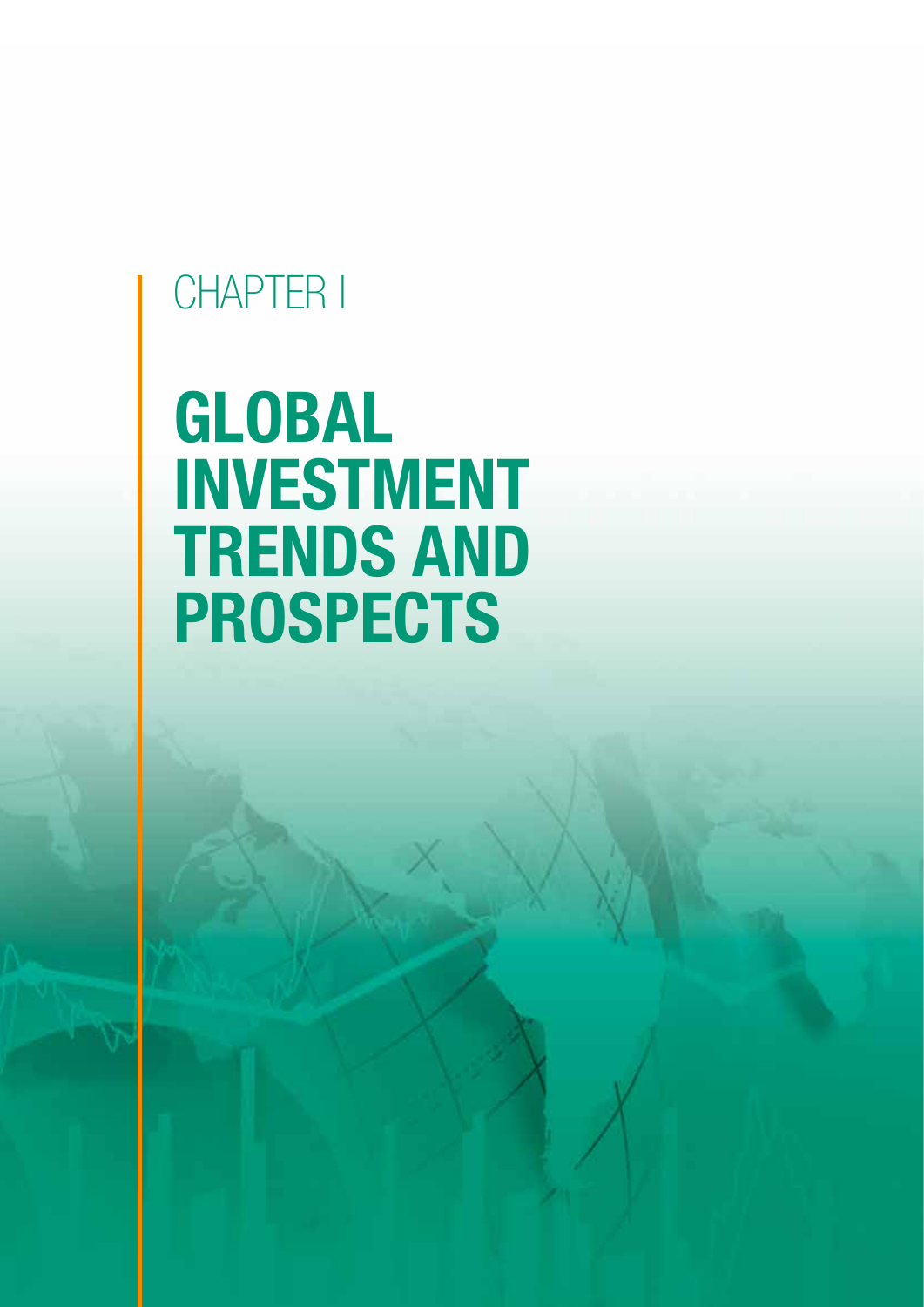CHAPTER I

# GLOBAL INVESTMENT TRENDS AND PROSPECTS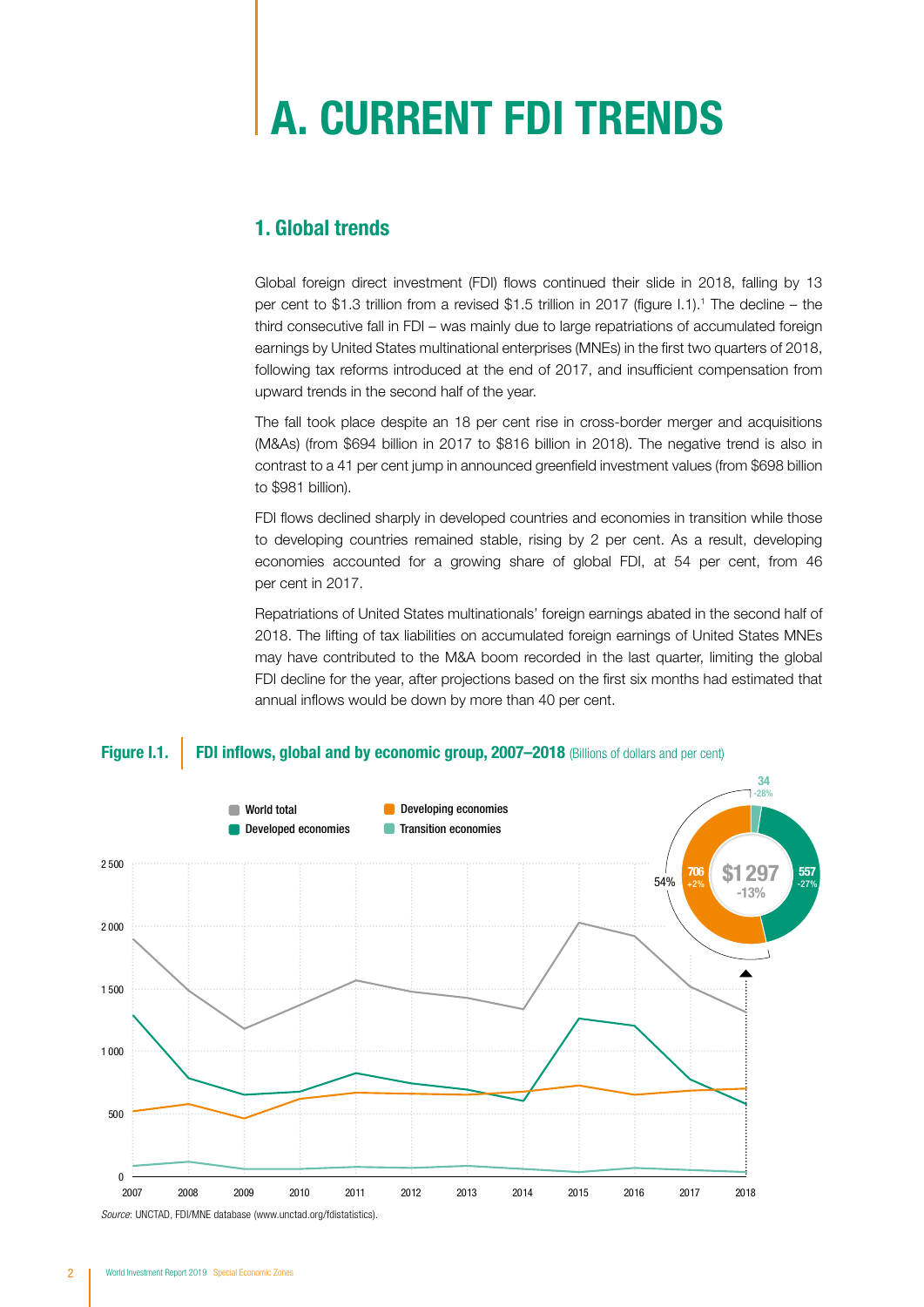# A. CURRENT FDI TRENDS

## 1. Global trends

Global foreign direct investment (FDI) flows continued their slide in 2018, falling by 13 per cent to $1.3 trillion from a revised $1.5 trillion in 2017 (figure I.1).[1] The decline – the third consecutive fall in FDI – was mainly due to large repatriations of accumulated foreign earnings by United States multinational enterprises (MNEs) in the first two quarters of 2018, following tax reforms introduced at the end of 2017, and insufficient compensation from upward trends in the second half of the year.

The fall took place despite an 18 per cent rise in cross-border merger and acquisitions (M&As) (from $694 billion in 2017 to $816 billion in 2018). The negative trend is also in contrast to a 41 per cent jump in announced greenfield investment values (from $698 billion to $981 billion).

FDI flows declined sharply in developed countries and economies in transition while those to developing countries remained stable, rising by 2 per cent. As a result, developing economies accounted for a growing share of global FDI, at 54 per cent, from 46 per cent in 2017.

Repatriations of United States multinationals' foreign earnings abated in the second half of 2018. The lifting of tax liabilities on accumulated foreign earnings of United States MNEs may have contributed to the M&A boom recorded in the last quarter, limiting the global FDI decline for the year, after projections based on the first six months had estimated that annual inflows would be down by more than 40 per cent.

**Figure I.1. FDI inflows, global and by economic group, 2007–2018** (Billions of dollars and per cent)

*Source:* UNCTAD, FDI/MNE database (www.unctad.org/fdistatistics).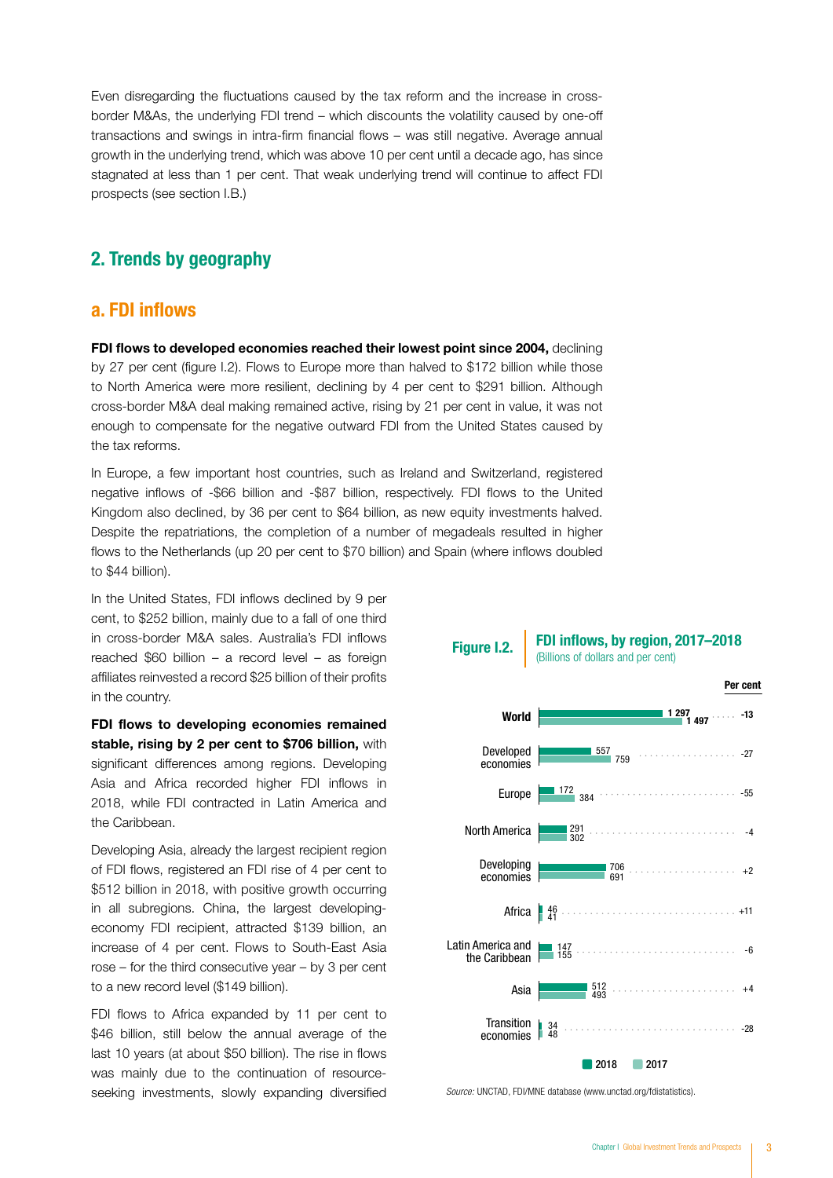Even disregarding the fluctuations caused by the tax reform and the increase in cross-border M&As, the underlying FDI trend – which discounts the volatility caused by one-off transactions and swings in intra-firm financial flows – was still negative. Average annual growth in the underlying trend, which was above 10 per cent until a decade ago, has since stagnated at less than 1 per cent. That weak underlying trend will continue to affect FDI prospects (see section I.B.)

## 2. Trends by geography

### a. FDI inflows

**FDI flows to developed economies reached their lowest point since 2004,** declining by 27 per cent (figure I.2). Flows to Europe more than halved to $172 billion while those to North America were more resilient, declining by 4 per cent to $291 billion. Although cross-border M&A deal making remained active, rising by 21 per cent in value, it was not enough to compensate for the negative outward FDI from the United States caused by the tax reforms.

In Europe, a few important host countries, such as Ireland and Switzerland, registered negative inflows of -$66 billion and -$87 billion, respectively. FDI flows to the United Kingdom also declined, by 36 per cent to $64 billion, as new equity investments halved. Despite the repatriations, the completion of a number of megadeals resulted in higher flows to the Netherlands (up 20 per cent to $70 billion) and Spain (where inflows doubled to $44 billion).

In the United States, FDI inflows declined by 9 per cent, to $252 billion, mainly due to a fall of one third in cross-border M&A sales. Australia's FDI inflows reached $60 billion – a record level – as foreign affiliates reinvested a record $25 billion of their profits in the country.

**FDI flows to developing economies remained stable, rising by 2 per cent to $706 billion,** with significant differences among regions. Developing Asia and Africa recorded higher FDI inflows in 2018, while FDI contracted in Latin America and the Caribbean.

Developing Asia, already the largest recipient region of FDI flows, registered an FDI rise of 4 per cent to $512 billion in 2018, with positive growth occurring in all subregions. China, the largest developing-economy FDI recipient, attracted $139 billion, an increase of 4 per cent. Flows to South-East Asia rose – for the third consecutive year – by 3 per cent to a new record level ($149 billion).

FDI flows to Africa expanded by 11 per cent to $46 billion, still below the annual average of the last 10 years (at about $50 billion). The rise in flows was mainly due to the continuation of resource-seeking investments, slowly expanding diversified

**Figure I.2.** FDI inflows, by region, 2017–2018 (Billions of dollars and per cent)

| Region | 2018 | 2017 | Per cent |
|---|---|---|---|
| World | 1 297 | 1 497 | -13 |
| Developed economies | 557 | 759 | -27 |
| Europe | 172 | 384 | -55 |
| North America | 291 | 302 | -4 |
| Developing economies | 706 | 691 | +2 |
| Africa | 46 | 41 | +11 |
| Latin America and the Caribbean | 147 | 155 | -6 |
| Asia | 512 | 493 | +4 |
| Transition economies | 34 | 48 | -28 |

*Source:* UNCTAD, FDI/MNE database (www.unctad.org/fdistatistics).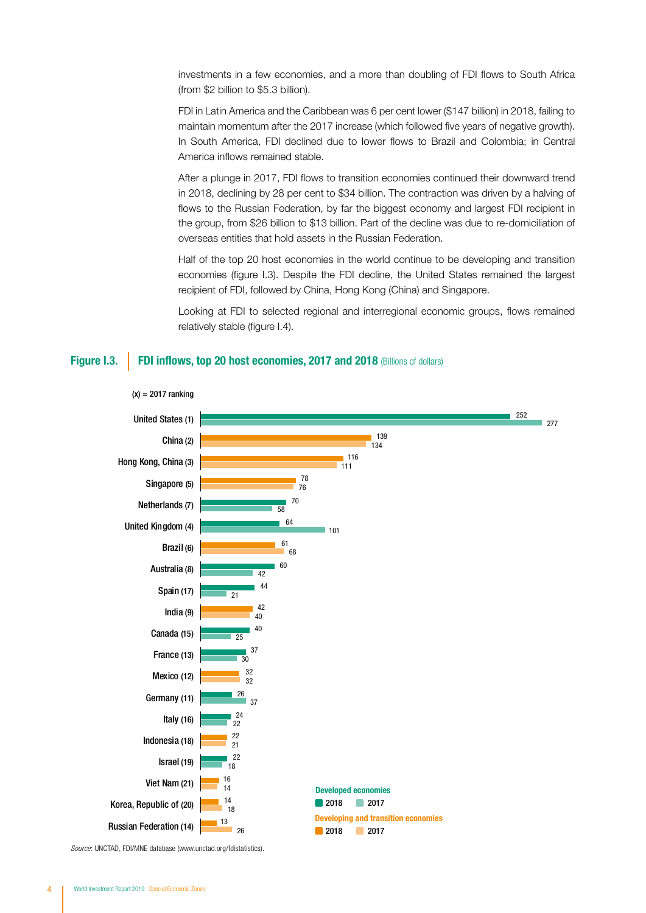investments in a few economies, and a more than doubling of FDI flows to South Africa (from $2 billion to $5.3 billion).

FDI in Latin America and the Caribbean was 6 per cent lower ($147 billion) in 2018, failing to maintain momentum after the 2017 increase (which followed five years of negative growth). In South America, FDI declined due to lower flows to Brazil and Colombia; in Central America inflows remained stable.

After a plunge in 2017, FDI flows to transition economies continued their downward trend in 2018, declining by 28 per cent to $34 billion. The contraction was driven by a halving of flows to the Russian Federation, by far the biggest economy and largest FDI recipient in the group, from $26 billion to $13 billion. Part of the decline was due to re-domiciliation of overseas entities that hold assets in the Russian Federation.

Half of the top 20 host economies in the world continue to be developing and transition economies (figure I.3). Despite the FDI decline, the United States remained the largest recipient of FDI, followed by China, Hong Kong (China) and Singapore.

Looking at FDI to selected regional and interregional economic groups, flows remained relatively stable (figure I.4).

**Figure I.3. FDI inflows, top 20 host economies, 2017 and 2018** (Billions of dollars)

(x) = 2017 ranking

| Economy | Group | 2018 | 2017 |
|---|---|---|---|
| United States (1) | Developed economies | 252 | 277 |
| China (2) | Developing and transition economies | 139 | 134 |
| Hong Kong, China (3) | Developing and transition economies | 116 | 111 |
| Singapore (5) | Developing and transition economies | 78 | 76 |
| Netherlands (7) | Developed economies | 70 | 58 |
| United Kingdom (4) | Developed economies | 64 | 101 |
| Brazil (6) | Developing and transition economies | 61 | 68 |
| Australia (8) | Developed economies | 60 | 42 |
| Spain (17) | Developed economies | 44 | 21 |
| India (9) | Developing and transition economies | 42 | 40 |
| Canada (15) | Developed economies | 40 | 25 |
| France (13) | Developed economies | 37 | 30 |
| Mexico (12) | Developing and transition economies | 32 | 32 |
| Germany (11) | Developed economies | 26 | 37 |
| Italy (16) | Developed economies | 24 | 22 |
| Indonesia (18) | Developing and transition economies | 22 | 21 |
| Israel (19) | Developed economies | 22 | 18 |
| Viet Nam (21) | Developing and transition economies | 16 | 14 |
| Korea, Republic of (20) | Developing and transition economies | 14 | 18 |
| Russian Federation (14) | Developing and transition economies | 13 | 26 |

*Source:* UNCTAD, FDI/MNE database (www.unctad.org/fdistatistics).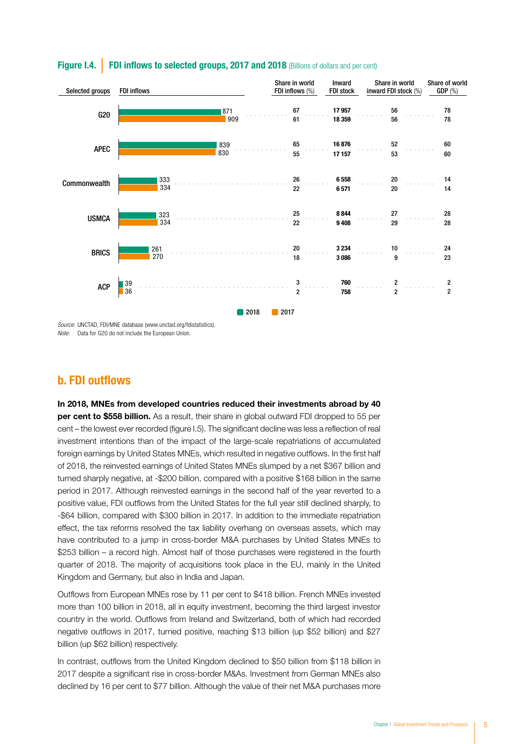**Figure I.4. FDI inflows to selected groups, 2017 and 2018** (Billions of dollars and per cent)

| Selected groups | FDI inflows 2018 | FDI inflows 2017 | Share in world FDI inflows (%) 2018 | Share in world FDI inflows (%) 2017 | Inward FDI stock 2018 | Inward FDI stock 2017 | Share in world inward FDI stock (%) 2018 | Share in world inward FDI stock (%) 2017 | Share of world GDP (%) 2018 | Share of world GDP (%) 2017 |
|---|---|---|---|---|---|---|---|---|---|---|
| G20 | 871 | 909 | 67 | 61 | 17 957 | 18 359 | 56 | 56 | 78 | 78 |
| APEC | 839 | 830 | 65 | 55 | 16 876 | 17 157 | 52 | 53 | 60 | 60 |
| Commonwealth | 333 | 334 | 26 | 22 | 6 558 | 6 571 | 20 | 20 | 14 | 14 |
| USMCA | 323 | 334 | 25 | 22 | 8 844 | 9 408 | 27 | 29 | 28 | 28 |
| BRICS | 261 | 270 | 20 | 18 | 3 234 | 3 086 | 10 | 9 | 24 | 23 |
| ACP | 39 | 36 | 3 | 2 | 760 | 758 | 2 | 2 | 2 | 2 |

*Source:* UNCTAD, FDI/MNE database (www.unctad.org/fdistatistics).
*Note:* Data for G20 do not include the European Union.

## b. FDI outflows

**In 2018, MNEs from developed countries reduced their investments abroad by 40 per cent to $558 billion.** As a result, their share in global outward FDI dropped to 55 per cent – the lowest ever recorded (figure I.5). The significant decline was less a reflection of real investment intentions than of the impact of the large-scale repatriations of accumulated foreign earnings by United States MNEs, which resulted in negative outflows. In the first half of 2018, the reinvested earnings of United States MNEs slumped by a net $367 billion and turned sharply negative, at -$200 billion, compared with a positive $168 billion in the same period in 2017. Although reinvested earnings in the second half of the year reverted to a positive value, FDI outflows from the United States for the full year still declined sharply, to -$64 billion, compared with $300 billion in 2017. In addition to the immediate repatriation effect, the tax reforms resolved the tax liability overhang on overseas assets, which may have contributed to a jump in cross-border M&A purchases by United States MNEs to $253 billion – a record high. Almost half of those purchases were registered in the fourth quarter of 2018. The majority of acquisitions took place in the EU, mainly in the United Kingdom and Germany, but also in India and Japan.

Outflows from European MNEs rose by 11 per cent to $418 billion. French MNEs invested more than 100 billion in 2018, all in equity investment, becoming the third largest investor country in the world. Outflows from Ireland and Switzerland, both of which had recorded negative outflows in 2017, turned positive, reaching $13 billion (up $52 billion) and $27 billion (up $62 billion) respectively.

In contrast, outflows from the United Kingdom declined to $50 billion from $118 billion in 2017 despite a significant rise in cross-border M&As. Investment from German MNEs also declined by 16 per cent to $77 billion. Although the value of their net M&A purchases more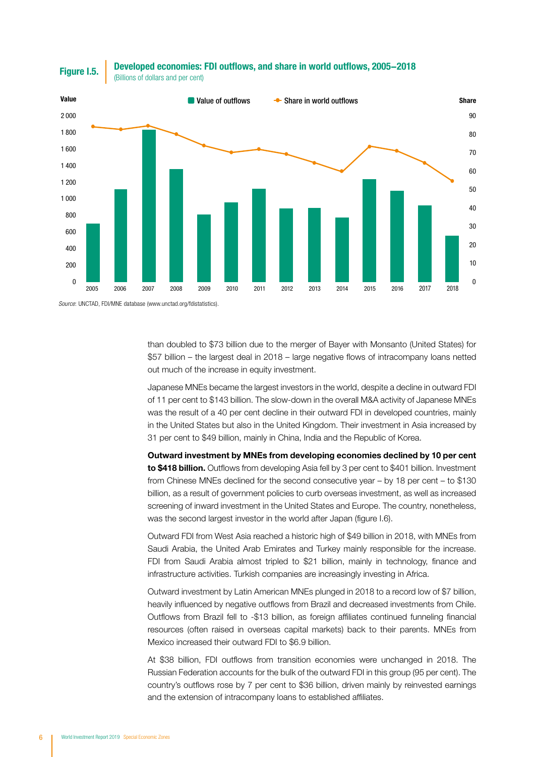**Figure I.5.** **Developed economies: FDI outflows, and share in world outflows, 2005–2018**
(Billions of dollars and per cent)

*Source*: UNCTAD, FDI/MNE database (www.unctad.org/fdistatistics).

than doubled to $73 billion due to the merger of Bayer with Monsanto (United States) for $57 billion – the largest deal in 2018 – large negative flows of intracompany loans netted out much of the increase in equity investment.

Japanese MNEs became the largest investors in the world, despite a decline in outward FDI of 11 per cent to $143 billion. The slow-down in the overall M&A activity of Japanese MNEs was the result of a 40 per cent decline in their outward FDI in developed countries, mainly in the United States but also in the United Kingdom. Their investment in Asia increased by 31 per cent to $49 billion, mainly in China, India and the Republic of Korea.

**Outward investment by MNEs from developing economies declined by 10 per cent to $418 billion.** Outflows from developing Asia fell by 3 per cent to $401 billion. Investment from Chinese MNEs declined for the second consecutive year – by 18 per cent – to $130 billion, as a result of government policies to curb overseas investment, as well as increased screening of inward investment in the United States and Europe. The country, nonetheless, was the second largest investor in the world after Japan (figure I.6).

Outward FDI from West Asia reached a historic high of $49 billion in 2018, with MNEs from Saudi Arabia, the United Arab Emirates and Turkey mainly responsible for the increase. FDI from Saudi Arabia almost tripled to $21 billion, mainly in technology, finance and infrastructure activities. Turkish companies are increasingly investing in Africa.

Outward investment by Latin American MNEs plunged in 2018 to a record low of $7 billion, heavily influenced by negative outflows from Brazil and decreased investments from Chile. Outflows from Brazil fell to -$13 billion, as foreign affiliates continued funneling financial resources (often raised in overseas capital markets) back to their parents. MNEs from Mexico increased their outward FDI to $6.9 billion.

At $38 billion, FDI outflows from transition economies were unchanged in 2018. The Russian Federation accounts for the bulk of the outward FDI in this group (95 per cent). The country's outflows rose by 7 per cent to $36 billion, driven mainly by reinvested earnings and the extension of intracompany loans to established affiliates.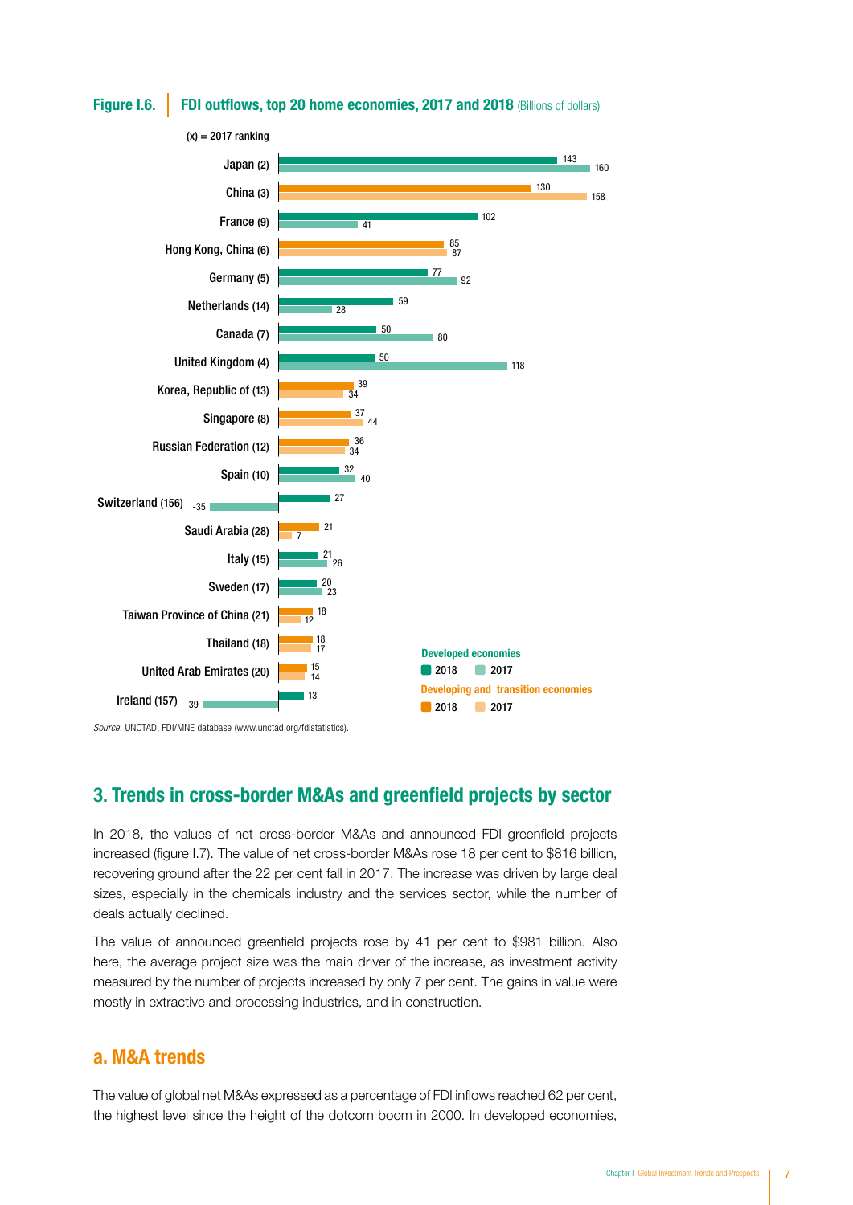**Figure I.6. FDI outflows, top 20 home economies, 2017 and 2018** (Billions of dollars)

(x) = 2017 ranking

| Economy | 2018 | 2017 |
|---|---|---|
| Japan (2) | 143 | 160 |
| China (3) | 130 | 158 |
| France (9) | 102 | 41 |
| Hong Kong, China (6) | 85 | 87 |
| Germany (5) | 77 | 92 |
| Netherlands (14) | 59 | 28 |
| Canada (7) | 50 | 80 |
| United Kingdom (4) | 50 | 118 |
| Korea, Republic of (13) | 39 | 34 |
| Singapore (8) | 37 | 44 |
| Russian Federation (12) | 36 | 34 |
| Spain (10) | 32 | 40 |
| Switzerland (156) | 27 | -35 |
| Saudi Arabia (28) | 21 | 7 |
| Italy (15) | 21 | 26 |
| Sweden (17) | 20 | 23 |
| Taiwan Province of China (21) | 18 | 12 |
| Thailand (18) | 18 | 17 |
| United Arab Emirates (20) | 15 | 14 |
| Ireland (157) | 13 | -39 |

Developed economies: 2018, 2017
Developing and transition economies: 2018, 2017

*Source*: UNCTAD, FDI/MNE database (www.unctad.org/fdistatistics).

## 3. Trends in cross-border M&As and greenfield projects by sector

In 2018, the values of net cross-border M&As and announced FDI greenfield projects increased (figure I.7). The value of net cross-border M&As rose 18 per cent to $816 billion, recovering ground after the 22 per cent fall in 2017. The increase was driven by large deal sizes, especially in the chemicals industry and the services sector, while the number of deals actually declined.

The value of announced greenfield projects rose by 41 per cent to $981 billion. Also here, the average project size was the main driver of the increase, as investment activity measured by the number of projects increased by only 7 per cent. The gains in value were mostly in extractive and processing industries, and in construction.

### a. M&A trends

The value of global net M&As expressed as a percentage of FDI inflows reached 62 per cent, the highest level since the height of the dotcom boom in 2000. In developed economies,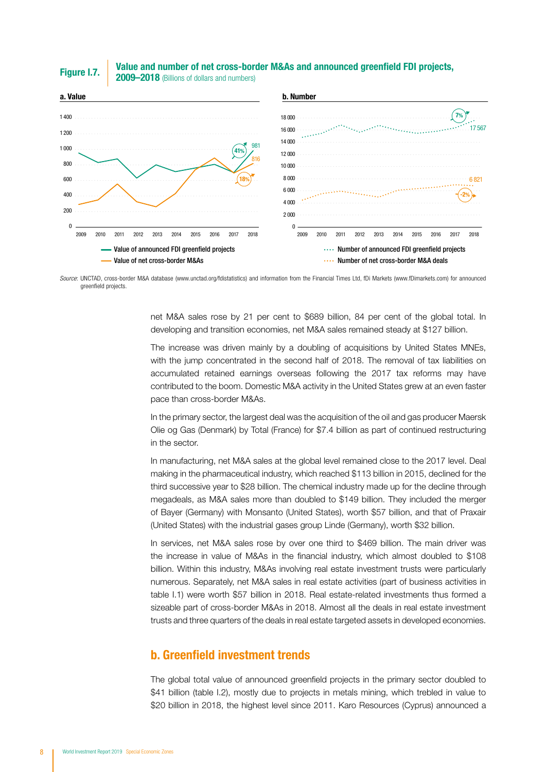**Figure I.7.** **Value and number of net cross-border M&As and announced greenfield FDI projects, 2009–2018** (Billions of dollars and numbers)

*Source:* UNCTAD, cross-border M&A database (www.unctad.org/fdistatistics) and information from the Financial Times Ltd, fDi Markets (www.fDimarkets.com) for announced greenfield projects.

net M&A sales rose by 21 per cent to $689 billion, 84 per cent of the global total. In developing and transition economies, net M&A sales remained steady at $127 billion.

The increase was driven mainly by a doubling of acquisitions by United States MNEs, with the jump concentrated in the second half of 2018. The removal of tax liabilities on accumulated retained earnings overseas following the 2017 tax reforms may have contributed to the boom. Domestic M&A activity in the United States grew at an even faster pace than cross-border M&As.

In the primary sector, the largest deal was the acquisition of the oil and gas producer Maersk Olie og Gas (Denmark) by Total (France) for $7.4 billion as part of continued restructuring in the sector.

In manufacturing, net M&A sales at the global level remained close to the 2017 level. Deal making in the pharmaceutical industry, which reached $113 billion in 2015, declined for the third successive year to $28 billion. The chemical industry made up for the decline through megadeals, as M&A sales more than doubled to $149 billion. They included the merger of Bayer (Germany) with Monsanto (United States), worth $57 billion, and that of Praxair (United States) with the industrial gases group Linde (Germany), worth $32 billion.

In services, net M&A sales rose by over one third to $469 billion. The main driver was the increase in value of M&As in the financial industry, which almost doubled to $108 billion. Within this industry, M&As involving real estate investment trusts were particularly numerous. Separately, net M&A sales in real estate activities (part of business activities in table I.1) were worth $57 billion in 2018. Real estate-related investments thus formed a sizeable part of cross-border M&As in 2018. Almost all the deals in real estate investment trusts and three quarters of the deals in real estate targeted assets in developed economies.

## b. Greenfield investment trends

The global total value of announced greenfield projects in the primary sector doubled to $41 billion (table I.2), mostly due to projects in metals mining, which trebled in value to $20 billion in 2018, the highest level since 2011. Karo Resources (Cyprus) announced a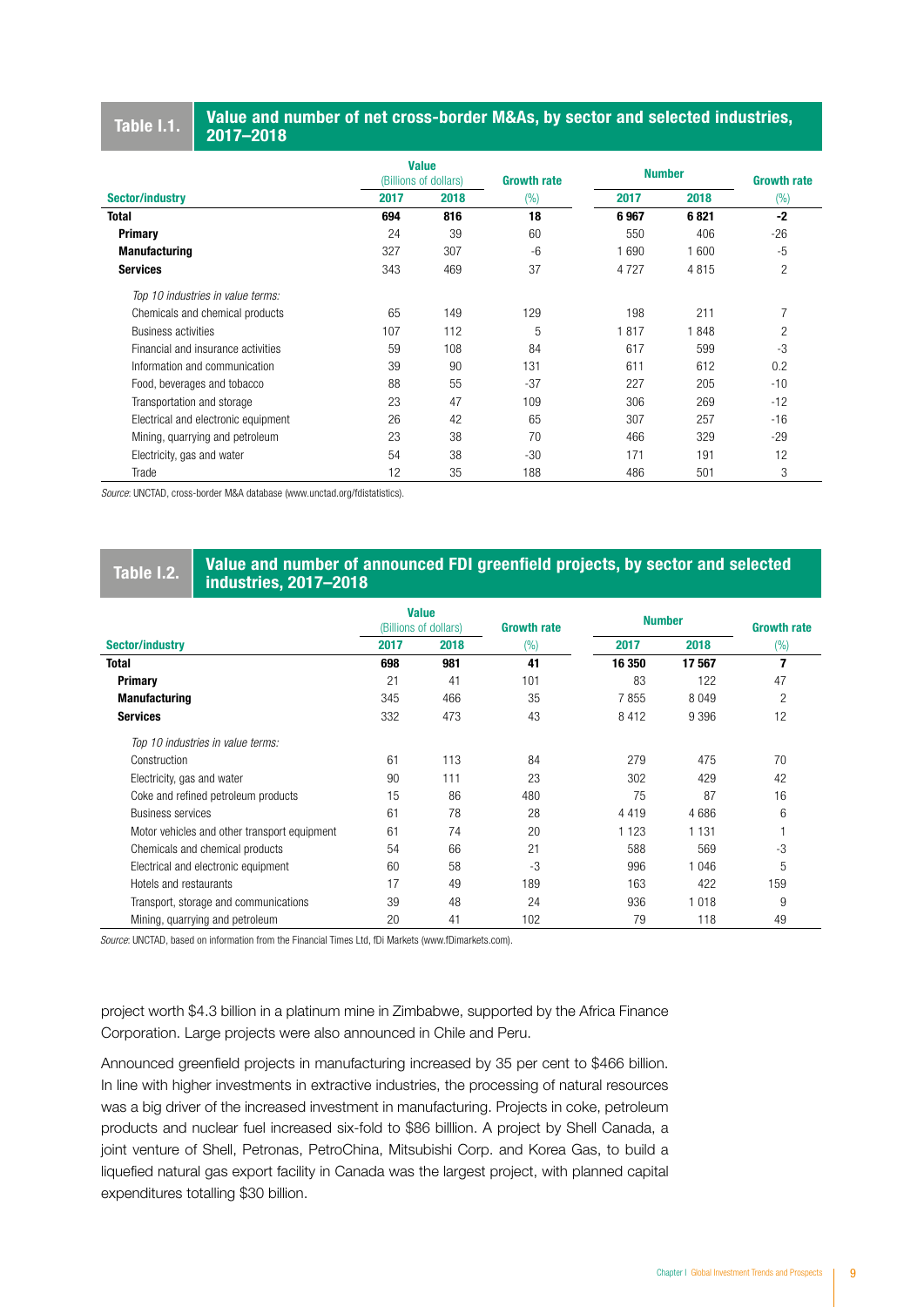**Table I.1. Value and number of net cross-border M&As, by sector and selected industries, 2017–2018**

| Sector/industry | Value (Billions of dollars) 2017 | Value (Billions of dollars) 2018 | Growth rate (%) | Number 2017 | Number 2018 | Growth rate (%) |
|---|---|---|---|---|---|---|
| **Total** | **694** | **816** | **18** | **6 967** | **6 821** | **-2** |
| **Primary** | 24 | 39 | 60 | 550 | 406 | -26 |
| **Manufacturing** | 327 | 307 | -6 | 1 690 | 1 600 | -5 |
| **Services** | 343 | 469 | 37 | 4 727 | 4 815 | 2 |
| *Top 10 industries in value terms:* | | | | | | |
| Chemicals and chemical products | 65 | 149 | 129 | 198 | 211 | 7 |
| Business activities | 107 | 112 | 5 | 1 817 | 1 848 | 2 |
| Financial and insurance activities | 59 | 108 | 84 | 617 | 599 | -3 |
| Information and communication | 39 | 90 | 131 | 611 | 612 | 0.2 |
| Food, beverages and tobacco | 88 | 55 | -37 | 227 | 205 | -10 |
| Transportation and storage | 23 | 47 | 109 | 306 | 269 | -12 |
| Electrical and electronic equipment | 26 | 42 | 65 | 307 | 257 | -16 |
| Mining, quarrying and petroleum | 23 | 38 | 70 | 466 | 329 | -29 |
| Electricity, gas and water | 54 | 38 | -30 | 171 | 191 | 12 |
| Trade | 12 | 35 | 188 | 486 | 501 | 3 |

*Source*: UNCTAD, cross-border M&A database (www.unctad.org/fdistatistics).

**Table I.2. Value and number of announced FDI greenfield projects, by sector and selected industries, 2017–2018**

| Sector/industry | Value (Billions of dollars) 2017 | Value (Billions of dollars) 2018 | Growth rate (%) | Number 2017 | Number 2018 | Growth rate (%) |
|---|---|---|---|---|---|---|
| **Total** | **698** | **981** | **41** | **16 350** | **17 567** | **7** |
| **Primary** | 21 | 41 | 101 | 83 | 122 | 47 |
| **Manufacturing** | 345 | 466 | 35 | 7 855 | 8 049 | 2 |
| **Services** | 332 | 473 | 43 | 8 412 | 9 396 | 12 |
| *Top 10 industries in value terms:* | | | | | | |
| Construction | 61 | 113 | 84 | 279 | 475 | 70 |
| Electricity, gas and water | 90 | 111 | 23 | 302 | 429 | 42 |
| Coke and refined petroleum products | 15 | 86 | 480 | 75 | 87 | 16 |
| Business services | 61 | 78 | 28 | 4 419 | 4 686 | 6 |
| Motor vehicles and other transport equipment | 61 | 74 | 20 | 1 123 | 1 131 | 1 |
| Chemicals and chemical products | 54 | 66 | 21 | 588 | 569 | -3 |
| Electrical and electronic equipment | 60 | 58 | -3 | 996 | 1 046 | 5 |
| Hotels and restaurants | 17 | 49 | 189 | 163 | 422 | 159 |
| Transport, storage and communications | 39 | 48 | 24 | 936 | 1 018 | 9 |
| Mining, quarrying and petroleum | 20 | 41 | 102 | 79 | 118 | 49 |

*Source*: UNCTAD, based on information from the Financial Times Ltd, fDi Markets (www.fDimarkets.com).

project worth $4.3 billion in a platinum mine in Zimbabwe, supported by the Africa Finance Corporation. Large projects were also announced in Chile and Peru.

Announced greenfield projects in manufacturing increased by 35 per cent to $466 billion. In line with higher investments in extractive industries, the processing of natural resources was a big driver of the increased investment in manufacturing. Projects in coke, petroleum products and nuclear fuel increased six-fold to $86 billlion. A project by Shell Canada, a joint venture of Shell, Petronas, PetroChina, Mitsubishi Corp. and Korea Gas, to build a liquefied natural gas export facility in Canada was the largest project, with planned capital expenditures totalling $30 billion.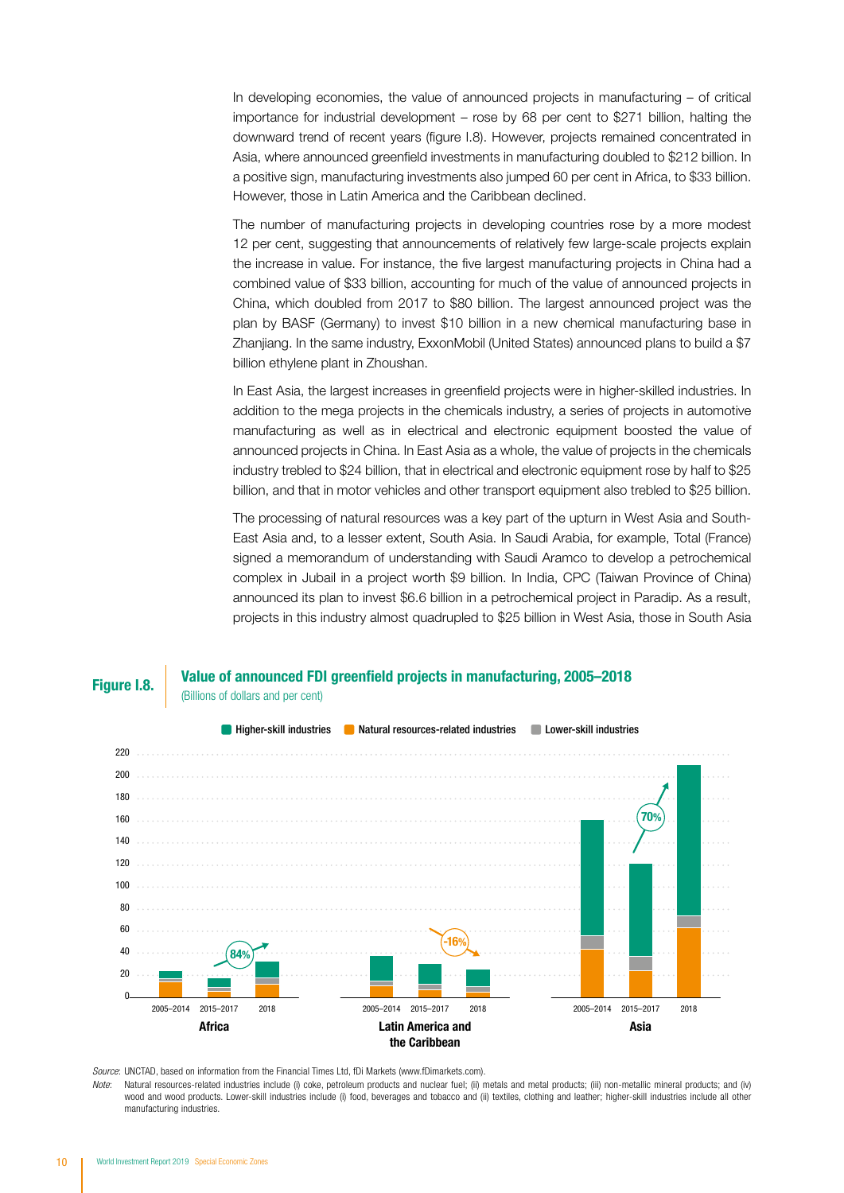In developing economies, the value of announced projects in manufacturing – of critical importance for industrial development – rose by 68 per cent to $271 billion, halting the downward trend of recent years (figure I.8). However, projects remained concentrated in Asia, where announced greenfield investments in manufacturing doubled to $212 billion. In a positive sign, manufacturing investments also jumped 60 per cent in Africa, to $33 billion. However, those in Latin America and the Caribbean declined.

The number of manufacturing projects in developing countries rose by a more modest 12 per cent, suggesting that announcements of relatively few large-scale projects explain the increase in value. For instance, the five largest manufacturing projects in China had a combined value of $33 billion, accounting for much of the value of announced projects in China, which doubled from 2017 to $80 billion. The largest announced project was the plan by BASF (Germany) to invest $10 billion in a new chemical manufacturing base in Zhanjiang. In the same industry, ExxonMobil (United States) announced plans to build a $7 billion ethylene plant in Zhoushan.

In East Asia, the largest increases in greenfield projects were in higher-skilled industries. In addition to the mega projects in the chemicals industry, a series of projects in automotive manufacturing as well as in electrical and electronic equipment boosted the value of announced projects in China. In East Asia as a whole, the value of projects in the chemicals industry trebled to $24 billion, that in electrical and electronic equipment rose by half to $25 billion, and that in motor vehicles and other transport equipment also trebled to $25 billion.

The processing of natural resources was a key part of the upturn in West Asia and South-East Asia and, to a lesser extent, South Asia. In Saudi Arabia, for example, Total (France) signed a memorandum of understanding with Saudi Aramco to develop a petrochemical complex in Jubail in a project worth $9 billion. In India, CPC (Taiwan Province of China) announced its plan to invest $6.6 billion in a petrochemical project in Paradip. As a result, projects in this industry almost quadrupled to $25 billion in West Asia, those in South Asia

**Figure I.8. Value of announced FDI greenfield projects in manufacturing, 2005–2018**
(Billions of dollars and per cent)

Higher-skill industries | Natural resources-related industries | Lower-skill industries

Africa: 2005–2014, 2015–2017, 2018 (84%)
Latin America and the Caribbean: 2005–2014, 2015–2017, 2018 (-16%)
Asia: 2005–2014, 2015–2017, 2018 (70%)

*Source:* UNCTAD, based on information from the Financial Times Ltd, fDi Markets (www.fDimarkets.com).

*Note:* Natural resources-related industries include (i) coke, petroleum products and nuclear fuel; (ii) metals and metal products; (iii) non-metallic mineral products; and (iv) wood and wood products. Lower-skill industries include (i) food, beverages and tobacco and (ii) textiles, clothing and leather; higher-skill industries include all other manufacturing industries.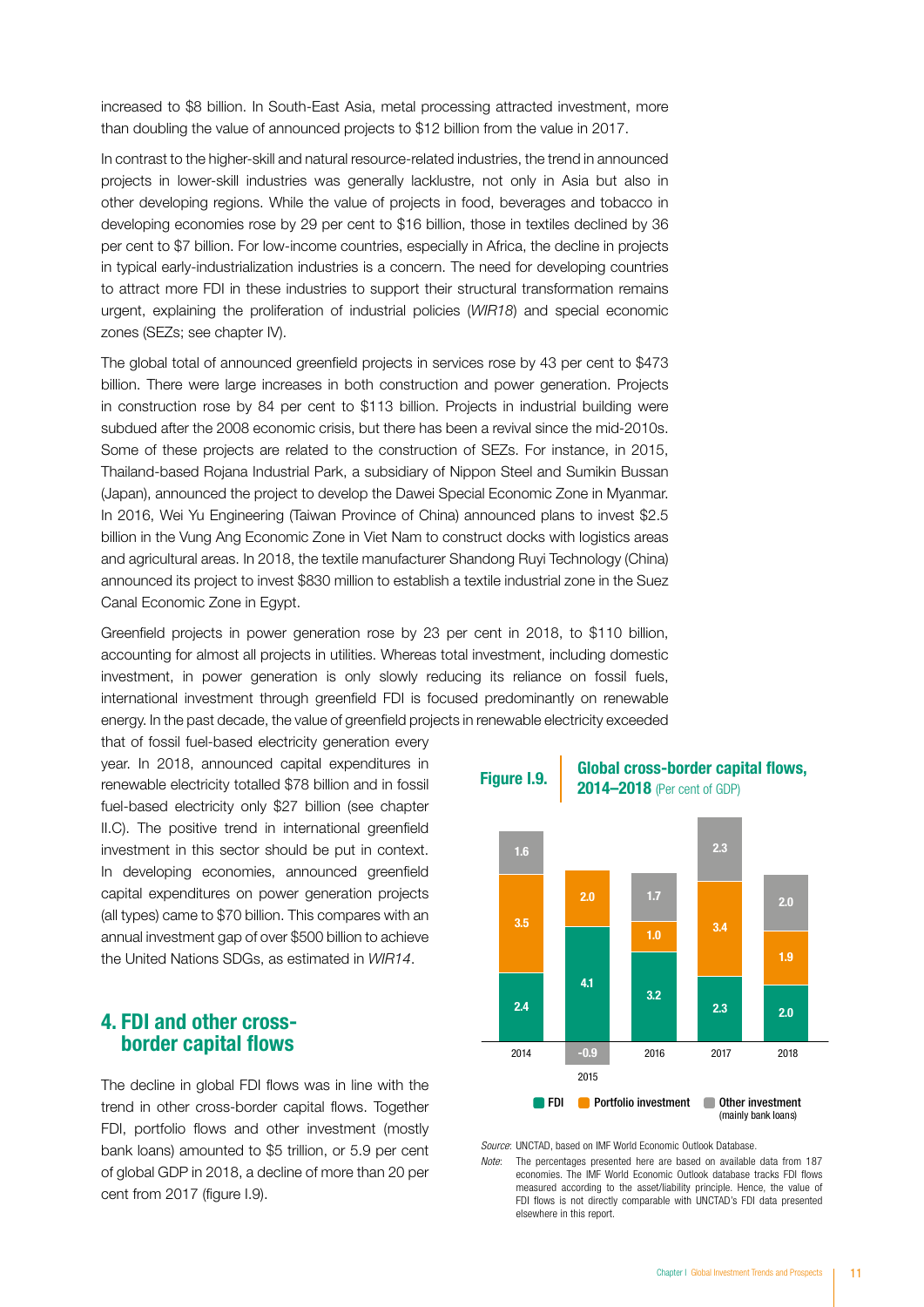increased to $8 billion. In South-East Asia, metal processing attracted investment, more than doubling the value of announced projects to $12 billion from the value in 2017.

In contrast to the higher-skill and natural resource-related industries, the trend in announced projects in lower-skill industries was generally lacklustre, not only in Asia but also in other developing regions. While the value of projects in food, beverages and tobacco in developing economies rose by 29 per cent to $16 billion, those in textiles declined by 36 per cent to $7 billion. For low-income countries, especially in Africa, the decline in projects in typical early-industrialization industries is a concern. The need for developing countries to attract more FDI in these industries to support their structural transformation remains urgent, explaining the proliferation of industrial policies (*WIR18*) and special economic zones (SEZs; see chapter IV).

The global total of announced greenfield projects in services rose by 43 per cent to $473 billion. There were large increases in both construction and power generation. Projects in construction rose by 84 per cent to $113 billion. Projects in industrial building were subdued after the 2008 economic crisis, but there has been a revival since the mid-2010s. Some of these projects are related to the construction of SEZs. For instance, in 2015, Thailand-based Rojana Industrial Park, a subsidiary of Nippon Steel and Sumikin Bussan (Japan), announced the project to develop the Dawei Special Economic Zone in Myanmar. In 2016, Wei Yu Engineering (Taiwan Province of China) announced plans to invest $2.5 billion in the Vung Ang Economic Zone in Viet Nam to construct docks with logistics areas and agricultural areas. In 2018, the textile manufacturer Shandong Ruyi Technology (China) announced its project to invest $830 million to establish a textile industrial zone in the Suez Canal Economic Zone in Egypt.

Greenfield projects in power generation rose by 23 per cent in 2018, to $110 billion, accounting for almost all projects in utilities. Whereas total investment, including domestic investment, in power generation is only slowly reducing its reliance on fossil fuels, international investment through greenfield FDI is focused predominantly on renewable energy. In the past decade, the value of greenfield projects in renewable electricity exceeded that of fossil fuel-based electricity generation every year. In 2018, announced capital expenditures in renewable electricity totalled $78 billion and in fossil fuel-based electricity only $27 billion (see chapter II.C). The positive trend in international greenfield investment in this sector should be put in context. In developing economies, announced greenfield capital expenditures on power generation projects (all types) came to $70 billion. This compares with an annual investment gap of over $500 billion to achieve the United Nations SDGs, as estimated in *WIR14*.

## 4. FDI and other cross-border capital flows

The decline in global FDI flows was in line with the trend in other cross-border capital flows. Together FDI, portfolio flows and other investment (mostly bank loans) amounted to $5 trillion, or 5.9 per cent of global GDP in 2018, a decline of more than 20 per cent from 2017 (figure I.9).

**Figure I.9. Global cross-border capital flows, 2014–2018** (Per cent of GDP)

| | 2014 | 2015 | 2016 | 2017 | 2018 |
|---|---|---|---|---|---|
| FDI | 2.4 | 4.1 | 3.2 | 2.3 | 2.0 |
| Portfolio investment | 3.5 | -0.9 | 1.0 | 3.4 | 1.9 |
| Other investment (mainly bank loans) | 1.6 | 2.0 | 1.7 | 2.3 | 2.0 |

*Source*: UNCTAD, based on IMF World Economic Outlook Database.

*Note*: The percentages presented here are based on available data from 187 economies. The IMF World Economic Outlook database tracks FDI flows measured according to the asset/liability principle. Hence, the value of FDI flows is not directly comparable with UNCTAD's FDI data presented elsewhere in this report.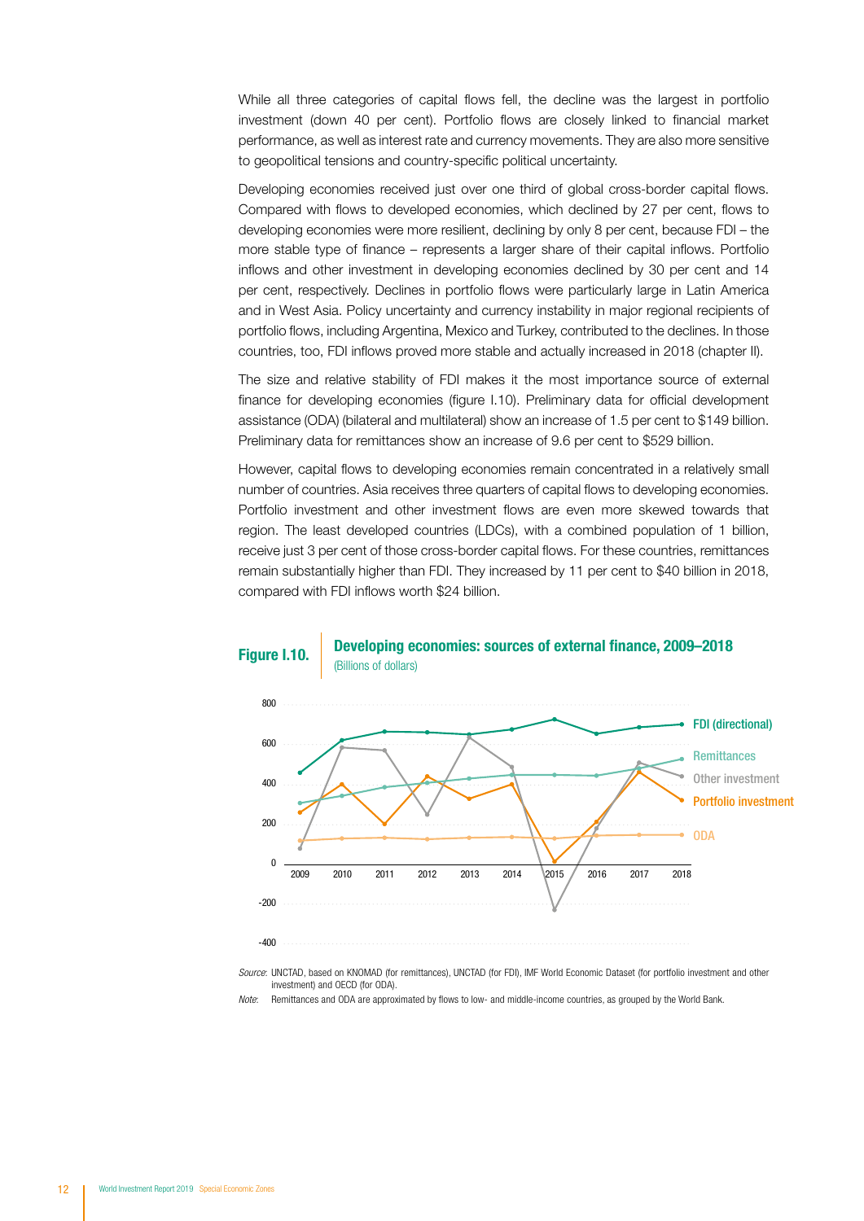While all three categories of capital flows fell, the decline was the largest in portfolio investment (down 40 per cent). Portfolio flows are closely linked to financial market performance, as well as interest rate and currency movements. They are also more sensitive to geopolitical tensions and country-specific political uncertainty.

Developing economies received just over one third of global cross-border capital flows. Compared with flows to developed economies, which declined by 27 per cent, flows to developing economies were more resilient, declining by only 8 per cent, because FDI – the more stable type of finance – represents a larger share of their capital inflows. Portfolio inflows and other investment in developing economies declined by 30 per cent and 14 per cent, respectively. Declines in portfolio flows were particularly large in Latin America and in West Asia. Policy uncertainty and currency instability in major regional recipients of portfolio flows, including Argentina, Mexico and Turkey, contributed to the declines. In those countries, too, FDI inflows proved more stable and actually increased in 2018 (chapter II).

The size and relative stability of FDI makes it the most importance source of external finance for developing economies (figure I.10). Preliminary data for official development assistance (ODA) (bilateral and multilateral) show an increase of 1.5 per cent to $149 billion. Preliminary data for remittances show an increase of 9.6 per cent to $529 billion.

However, capital flows to developing economies remain concentrated in a relatively small number of countries. Asia receives three quarters of capital flows to developing economies. Portfolio investment and other investment flows are even more skewed towards that region. The least developed countries (LDCs), with a combined population of 1 billion, receive just 3 per cent of those cross-border capital flows. For these countries, remittances remain substantially higher than FDI. They increased by 11 per cent to $40 billion in 2018, compared with FDI inflows worth $24 billion.

**Figure I.10. Developing economies: sources of external finance, 2009–2018**
(Billions of dollars)

*Source:* UNCTAD, based on KNOMAD (for remittances), UNCTAD (for FDI), IMF World Economic Dataset (for portfolio investment and other investment) and OECD (for ODA).

*Note:* Remittances and ODA are approximated by flows to low- and middle-income countries, as grouped by the World Bank.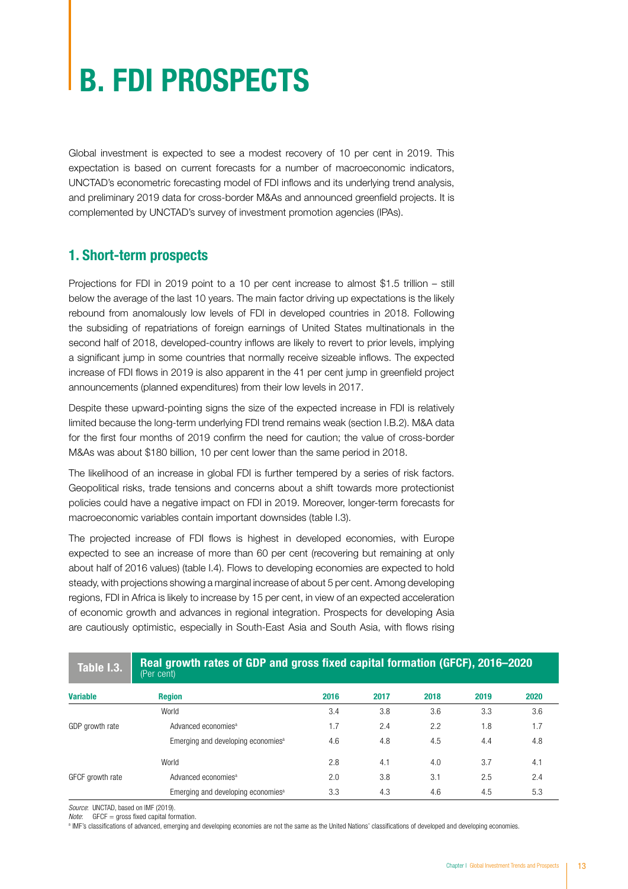# B. FDI PROSPECTS

Global investment is expected to see a modest recovery of 10 per cent in 2019. This expectation is based on current forecasts for a number of macroeconomic indicators, UNCTAD's econometric forecasting model of FDI inflows and its underlying trend analysis, and preliminary 2019 data for cross-border M&As and announced greenfield projects. It is complemented by UNCTAD's survey of investment promotion agencies (IPAs).

## 1. Short-term prospects

Projections for FDI in 2019 point to a 10 per cent increase to almost $1.5 trillion – still below the average of the last 10 years. The main factor driving up expectations is the likely rebound from anomalously low levels of FDI in developed countries in 2018. Following the subsiding of repatriations of foreign earnings of United States multinationals in the second half of 2018, developed-country inflows are likely to revert to prior levels, implying a significant jump in some countries that normally receive sizeable inflows. The expected increase of FDI flows in 2019 is also apparent in the 41 per cent jump in greenfield project announcements (planned expenditures) from their low levels in 2017.

Despite these upward-pointing signs the size of the expected increase in FDI is relatively limited because the long-term underlying FDI trend remains weak (section I.B.2). M&A data for the first four months of 2019 confirm the need for caution; the value of cross-border M&As was about $180 billion, 10 per cent lower than the same period in 2018.

The likelihood of an increase in global FDI is further tempered by a series of risk factors. Geopolitical risks, trade tensions and concerns about a shift towards more protectionist policies could have a negative impact on FDI in 2019. Moreover, longer-term forecasts for macroeconomic variables contain important downsides (table I.3).

The projected increase of FDI flows is highest in developed economies, with Europe expected to see an increase of more than 60 per cent (recovering but remaining at only about half of 2016 values) (table I.4). Flows to developing economies are expected to hold steady, with projections showing a marginal increase of about 5 per cent. Among developing regions, FDI in Africa is likely to increase by 15 per cent, in view of an expected acceleration of economic growth and advances in regional integration. Prospects for developing Asia are cautiously optimistic, especially in South-East Asia and South Asia, with flows rising

**Table I.3. Real growth rates of GDP and gross fixed capital formation (GFCF), 2016–2020** (Per cent)

| Variable | Region | 2016 | 2017 | 2018 | 2019 | 2020 |
|---|---|---|---|---|---|---|
| GDP growth rate | World | 3.4 | 3.8 | 3.6 | 3.3 | 3.6 |
| | Advanced economies[a] | 1.7 | 2.4 | 2.2 | 1.8 | 1.7 |
| | Emerging and developing economies[a] | 4.6 | 4.8 | 4.5 | 4.4 | 4.8 |
| GFCF growth rate | World | 2.8 | 4.1 | 4.0 | 3.7 | 4.1 |
| | Advanced economies[a] | 2.0 | 3.8 | 3.1 | 2.5 | 2.4 |
| | Emerging and developing economies[a] | 3.3 | 4.3 | 4.6 | 4.5 | 5.3 |

*Source*: UNCTAD, based on IMF (2019).
*Note*: GFCF = gross fixed capital formation.
[a] IMF's classifications of advanced, emerging and developing economies are not the same as the United Nations' classifications of developed and developing economies.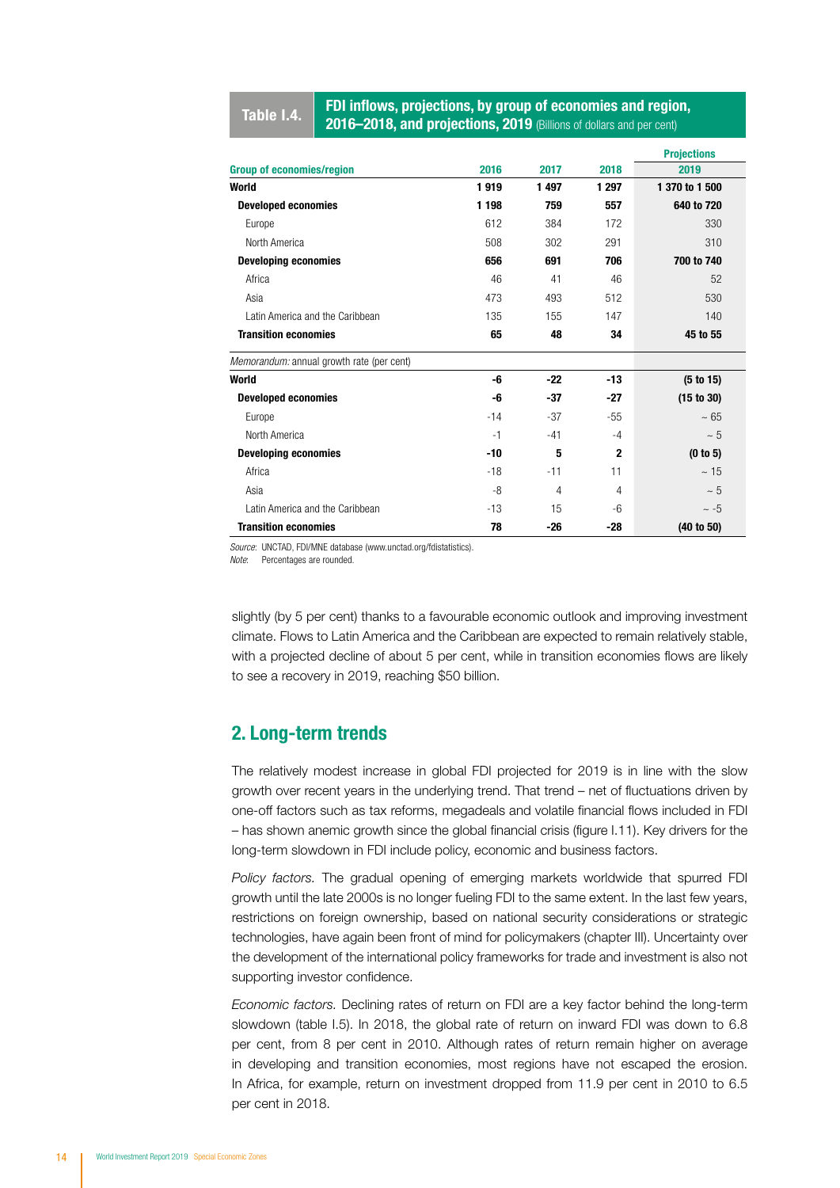**Table I.4. FDI inflows, projections, by group of economies and region, 2016–2018, and projections, 2019** (Billions of dollars and per cent)

| Group of economies/region | 2016 | 2017 | 2018 | Projections 2019 |
|---|---|---|---|---|
| **World** | **1 919** | **1 497** | **1 297** | **1 370 to 1 500** |
| **Developed economies** | **1 198** | **759** | **557** | **640 to 720** |
| Europe | 612 | 384 | 172 | 330 |
| North America | 508 | 302 | 291 | 310 |
| **Developing economies** | **656** | **691** | **706** | **700 to 740** |
| Africa | 46 | 41 | 46 | 52 |
| Asia | 473 | 493 | 512 | 530 |
| Latin America and the Caribbean | 135 | 155 | 147 | 140 |
| **Transition economies** | **65** | **48** | **34** | **45 to 55** |
| *Memorandum:* annual growth rate (per cent) | | | | |
| **World** | **-6** | **-22** | **-13** | **(5 to 15)** |
| **Developed economies** | **-6** | **-37** | **-27** | **(15 to 30)** |
| Europe | -14 | -37 | -55 | ~ 65 |
| North America | -1 | -41 | -4 | ~ 5 |
| **Developing economies** | **-10** | **5** | **2** | **(0 to 5)** |
| Africa | -18 | -11 | 11 | ~ 15 |
| Asia | -8 | 4 | 4 | ~ 5 |
| Latin America and the Caribbean | -13 | 15 | -6 | ~ -5 |
| **Transition economies** | **78** | **-26** | **-28** | **(40 to 50)** |

*Source:* UNCTAD, FDI/MNE database (www.unctad.org/fdistatistics).
*Note:* Percentages are rounded.

slightly (by 5 per cent) thanks to a favourable economic outlook and improving investment climate. Flows to Latin America and the Caribbean are expected to remain relatively stable, with a projected decline of about 5 per cent, while in transition economies flows are likely to see a recovery in 2019, reaching $50 billion.

## 2. Long-term trends

The relatively modest increase in global FDI projected for 2019 is in line with the slow growth over recent years in the underlying trend. That trend – net of fluctuations driven by one-off factors such as tax reforms, megadeals and volatile financial flows included in FDI – has shown anemic growth since the global financial crisis (figure I.11). Key drivers for the long-term slowdown in FDI include policy, economic and business factors.

*Policy factors.* The gradual opening of emerging markets worldwide that spurred FDI growth until the late 2000s is no longer fueling FDI to the same extent. In the last few years, restrictions on foreign ownership, based on national security considerations or strategic technologies, have again been front of mind for policymakers (chapter III). Uncertainty over the development of the international policy frameworks for trade and investment is also not supporting investor confidence.

*Economic factors.* Declining rates of return on FDI are a key factor behind the long-term slowdown (table I.5). In 2018, the global rate of return on inward FDI was down to 6.8 per cent, from 8 per cent in 2010. Although rates of return remain higher on average in developing and transition economies, most regions have not escaped the erosion. In Africa, for example, return on investment dropped from 11.9 per cent in 2010 to 6.5 per cent in 2018.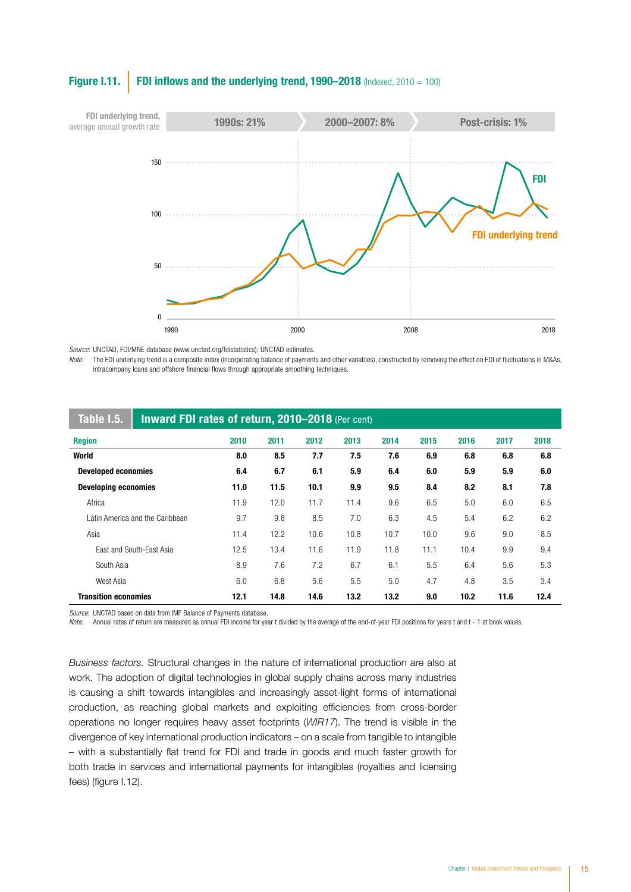**Figure I.11.** **FDI inflows and the underlying trend, 1990–2018** (Indexed, 2010 = 100)

FDI underlying trend, average annual growth rate: 1990s: 21% | 2000–2007: 8% | Post-crisis: 1%

*Source*: UNCTAD, FDI/MNE database (www.unctad.org/fdistatistics); UNCTAD estimates.

*Note*: The FDI underlying trend is a composite index (incorporating balance of payments and other variables), constructed by removing the effect on FDI of fluctuations in M&As, intracompany loans and offshore financial flows through appropriate smoothing techniques.

**Table I.5.** **Inward FDI rates of return, 2010–2018** (Per cent)

| Region | 2010 | 2011 | 2012 | 2013 | 2014 | 2015 | 2016 | 2017 | 2018 |
|---|---|---|---|---|---|---|---|---|---|
| **World** | **8.0** | **8.5** | **7.7** | **7.5** | **7.6** | **6.9** | **6.8** | **6.8** | **6.8** |
| **Developed economies** | **6.4** | **6.7** | **6.1** | **5.9** | **6.4** | **6.0** | **5.9** | **5.9** | **6.0** |
| **Developing economies** | **11.0** | **11.5** | **10.1** | **9.9** | **9.5** | **8.4** | **8.2** | **8.1** | **7.8** |
| Africa | 11.9 | 12.0 | 11.7 | 11.4 | 9.6 | 6.5 | 5.0 | 6.0 | 6.5 |
| Latin America and the Caribbean | 9.7 | 9.8 | 8.5 | 7.0 | 6.3 | 4.5 | 5.4 | 6.2 | 6.2 |
| Asia | 11.4 | 12.2 | 10.6 | 10.8 | 10.7 | 10.0 | 9.6 | 9.0 | 8.5 |
| East and South-East Asia | 12.5 | 13.4 | 11.6 | 11.9 | 11.8 | 11.1 | 10.4 | 9.9 | 9.4 |
| South Asia | 8.9 | 7.6 | 7.2 | 6.7 | 6.1 | 5.5 | 6.4 | 5.6 | 5.3 |
| West Asia | 6.0 | 6.8 | 5.6 | 5.5 | 5.0 | 4.7 | 4.8 | 3.5 | 3.4 |
| **Transition economies** | **12.1** | **14.8** | **14.6** | **13.2** | **13.2** | **9.0** | **10.2** | **11.6** | **12.4** |

*Source*: UNCTAD based on data from IMF Balance of Payments database.

*Note*: Annual rates of return are measured as annual FDI income for year t divided by the average of the end-of-year FDI positions for years t and t - 1 at book values.

*Business factors.* Structural changes in the nature of international production are also at work. The adoption of digital technologies in global supply chains across many industries is causing a shift towards intangibles and increasingly asset-light forms of international production, as reaching global markets and exploiting efficiencies from cross-border operations no longer requires heavy asset footprints (*WIR17*). The trend is visible in the divergence of key international production indicators – on a scale from tangible to intangible – with a substantially flat trend for FDI and trade in goods and much faster growth for both trade in services and international payments for intangibles (royalties and licensing fees) (figure I.12).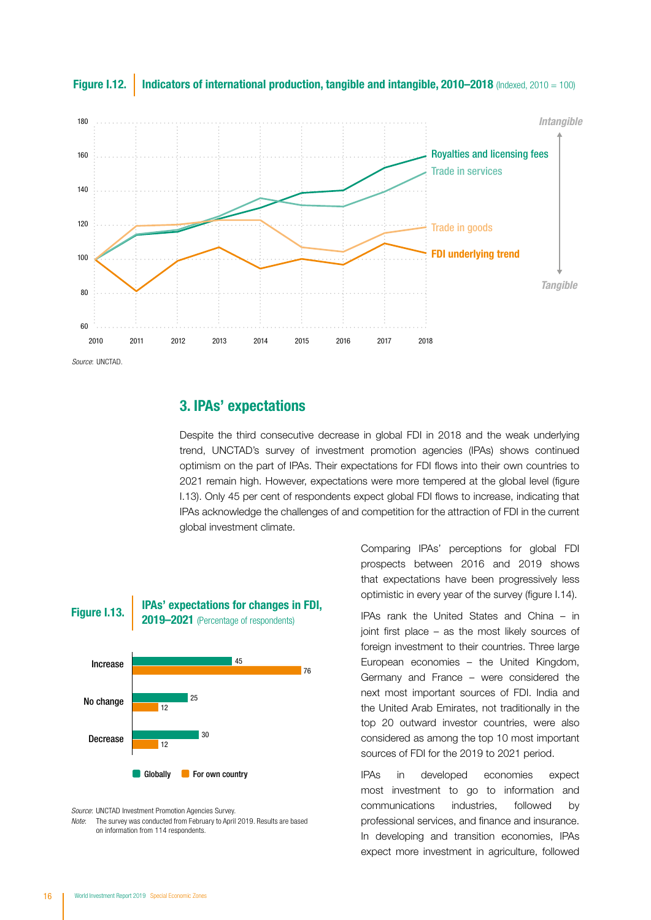**Figure I.12.** **Indicators of international production, tangible and intangible, 2010–2018** (Indexed, 2010 = 100)

Source: UNCTAD.

## 3. IPAs' expectations

Despite the third consecutive decrease in global FDI in 2018 and the weak underlying trend, UNCTAD's survey of investment promotion agencies (IPAs) shows continued optimism on the part of IPAs. Their expectations for FDI flows into their own countries to 2021 remain high. However, expectations were more tempered at the global level (figure I.13). Only 45 per cent of respondents expect global FDI flows to increase, indicating that IPAs acknowledge the challenges of and competition for the attraction of FDI in the current global investment climate.

Comparing IPAs' perceptions for global FDI prospects between 2016 and 2019 shows that expectations have been progressively less optimistic in every year of the survey (figure I.14).

IPAs rank the United States and China – in joint first place – as the most likely sources of foreign investment to their countries. Three large European economies – the United Kingdom, Germany and France – were considered the next most important sources of FDI. India and the United Arab Emirates, not traditionally in the top 20 outward investor countries, were also considered as among the top 10 most important sources of FDI for the 2019 to 2021 period.

IPAs in developed economies expect most investment to go to information and communications industries, followed by professional services, and finance and insurance. In developing and transition economies, IPAs expect more investment in agriculture, followed

**Figure I.13.** **IPAs' expectations for changes in FDI, 2019–2021** (Percentage of respondents)

| | Globally | For own country |
|---|---|---|
| Increase | 45 | 76 |
| No change | 25 | 12 |
| Decrease | 30 | 12 |

Source: UNCTAD Investment Promotion Agencies Survey.
Note: The survey was conducted from February to April 2019. Results are based on information from 114 respondents.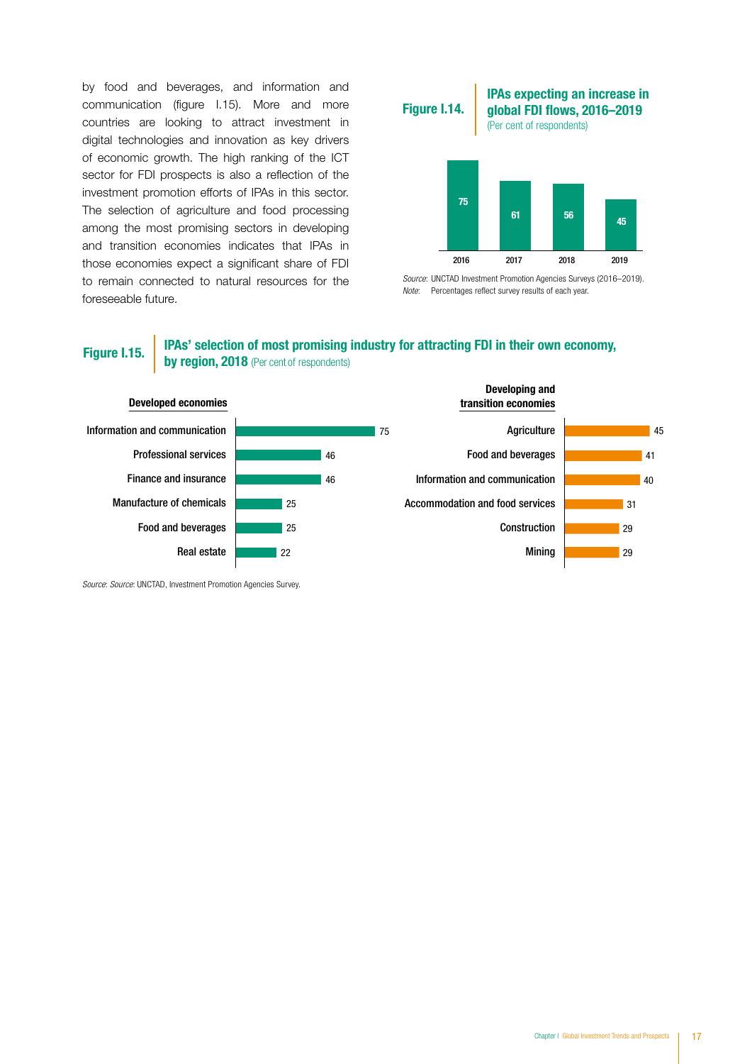by food and beverages, and information and communication (figure I.15). More and more countries are looking to attract investment in digital technologies and innovation as key drivers of economic growth. The high ranking of the ICT sector for FDI prospects is also a reflection of the investment promotion efforts of IPAs in this sector. The selection of agriculture and food processing among the most promising sectors in developing and transition economies indicates that IPAs in those economies expect a significant share of FDI to remain connected to natural resources for the foreseeable future.

**Figure I.14.** **IPAs expecting an increase in global FDI flows, 2016–2019**
(Per cent of respondents)

| 2016 | 2017 | 2018 | 2019 |
|---|---|---|---|
| 75 | 61 | 56 | 45 |

*Source:* UNCTAD Investment Promotion Agencies Surveys (2016–2019).
*Note:* Percentages reflect survey results of each year.

**Figure I.15.** **IPAs' selection of most promising industry for attracting FDI in their own economy, by region, 2018** (Per cent of respondents)

**Developed economies**

| Industry | Per cent |
|---|---|
| Information and communication | 75 |
| Professional services | 46 |
| Finance and insurance | 46 |
| Manufacture of chemicals | 25 |
| Food and beverages | 25 |
| Real estate | 22 |

**Developing and transition economies**

| Industry | Per cent |
|---|---|
| Agriculture | 45 |
| Food and beverages | 41 |
| Information and communication | 40 |
| Accommodation and food services | 31 |
| Construction | 29 |
| Mining | 29 |

*Source: Source*: UNCTAD, Investment Promotion Agencies Survey.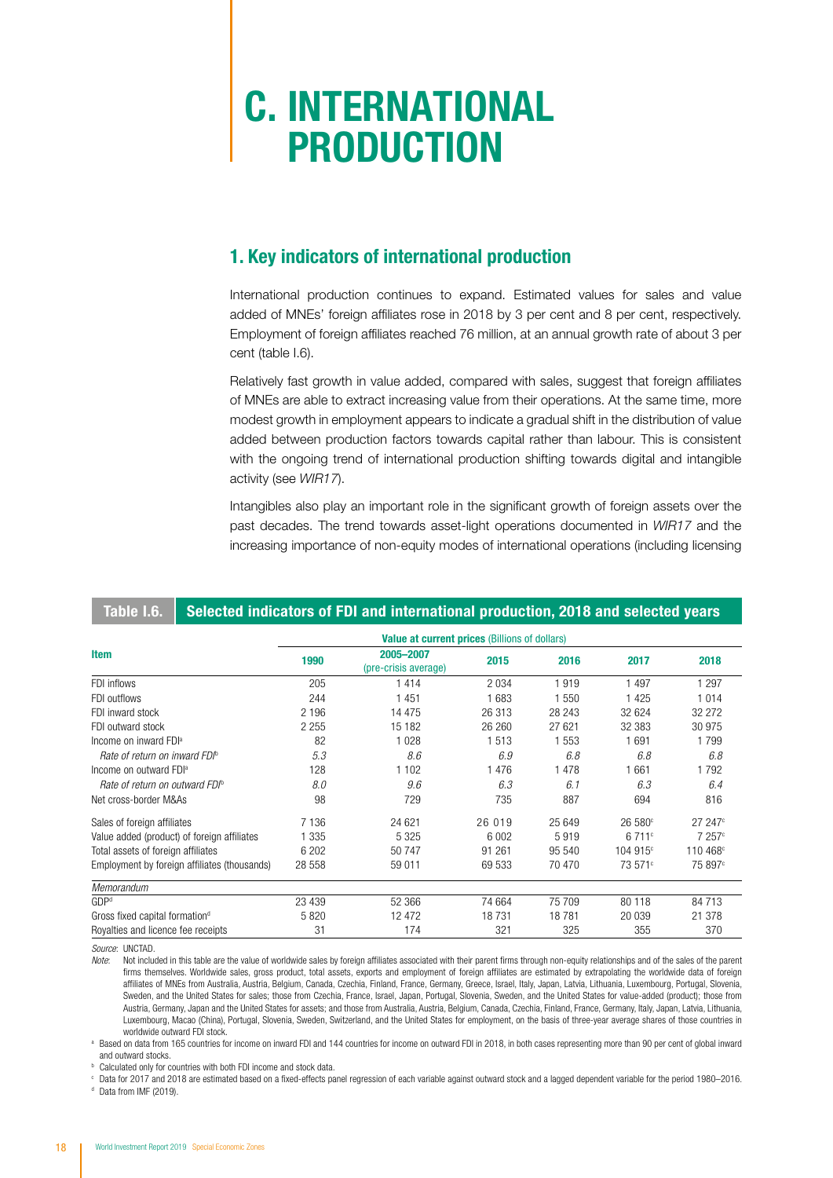# C. INTERNATIONAL PRODUCTION

## 1. Key indicators of international production

International production continues to expand. Estimated values for sales and value added of MNEs' foreign affiliates rose in 2018 by 3 per cent and 8 per cent, respectively. Employment of foreign affiliates reached 76 million, at an annual growth rate of about 3 per cent (table I.6).

Relatively fast growth in value added, compared with sales, suggest that foreign affiliates of MNEs are able to extract increasing value from their operations. At the same time, more modest growth in employment appears to indicate a gradual shift in the distribution of value added between production factors towards capital rather than labour. This is consistent with the ongoing trend of international production shifting towards digital and intangible activity (see *WIR17*).

Intangibles also play an important role in the significant growth of foreign assets over the past decades. The trend towards asset-light operations documented in *WIR17* and the increasing importance of non-equity modes of international operations (including licensing

**Table I.6. Selected indicators of FDI and international production, 2018 and selected years**

| Item | Value at current prices (Billions of dollars) | | | | | |
|---|---|---|---|---|---|---|
| | 1990 | 2005–2007 (pre-crisis average) | 2015 | 2016 | 2017 | 2018 |
| FDI inflows | 205 | 1 414 | 2 034 | 1 919 | 1 497 | 1 297 |
| FDI outflows | 244 | 1 451 | 1 683 | 1 550 | 1 425 | 1 014 |
| FDI inward stock | 2 196 | 14 475 | 26 313 | 28 243 | 32 624 | 32 272 |
| FDI outward stock | 2 255 | 15 182 | 26 260 | 27 621 | 32 383 | 30 975 |
| Income on inward FDI[a] | 82 | 1 028 | 1 513 | 1 553 | 1 691 | 1 799 |
| *Rate of return on inward FDI[b]* | *5.3* | *8.6* | *6.9* | *6.8* | *6.8* | *6.8* |
| Income on outward FDI[a] | 128 | 1 102 | 1 476 | 1 478 | 1 661 | 1 792 |
| *Rate of return on outward FDI[b]* | *8.0* | *9.6* | *6.3* | *6.1* | *6.3* | *6.4* |
| Net cross-border M&As | 98 | 729 | 735 | 887 | 694 | 816 |
| Sales of foreign affiliates | 7 136 | 24 621 | 26 019 | 25 649 | 26 580[c] | 27 247[c] |
| Value added (product) of foreign affiliates | 1 335 | 5 325 | 6 002 | 5 919 | 6 711[c] | 7 257[c] |
| Total assets of foreign affiliates | 6 202 | 50 747 | 91 261 | 95 540 | 104 915[c] | 110 468[c] |
| Employment by foreign affiliates (thousands) | 28 558 | 59 011 | 69 533 | 70 470 | 73 571[c] | 75 897[c] |
| *Memorandum* | | | | | | |
| GDP[d] | 23 439 | 52 366 | 74 664 | 75 709 | 80 118 | 84 713 |
| Gross fixed capital formation[d] | 5 820 | 12 472 | 18 731 | 18 781 | 20 039 | 21 378 |
| Royalties and licence fee receipts | 31 | 174 | 321 | 325 | 355 | 370 |

*Source*: UNCTAD.

*Note*: Not included in this table are the value of worldwide sales by foreign affiliates associated with their parent firms through non-equity relationships and of the sales of the parent firms themselves. Worldwide sales, gross product, total assets, exports and employment of foreign affiliates are estimated by extrapolating the worldwide data of foreign affiliates of MNEs from Australia, Austria, Belgium, Canada, Czechia, Finland, France, Germany, Greece, Israel, Italy, Japan, Latvia, Lithuania, Luxembourg, Portugal, Slovenia, Sweden, and the United States for sales; those from Czechia, France, Israel, Japan, Portugal, Slovenia, Sweden, and the United States for value-added (product); those from Austria, Germany, Japan and the United States for assets; and those from Australia, Austria, Belgium, Canada, Czechia, Finland, France, Germany, Italy, Japan, Latvia, Lithuania, Luxembourg, Macao (China), Portugal, Slovenia, Sweden, Switzerland, and the United States for employment, on the basis of three-year average shares of those countries in worldwide outward FDI stock.

[a] Based on data from 165 countries for income on inward FDI and 144 countries for income on outward FDI in 2018, in both cases representing more than 90 per cent of global inward and outward stocks.

[b] Calculated only for countries with both FDI income and stock data.

[c] Data for 2017 and 2018 are estimated based on a fixed-effects panel regression of each variable against outward stock and a lagged dependent variable for the period 1980–2016.

[d] Data from IMF (2019).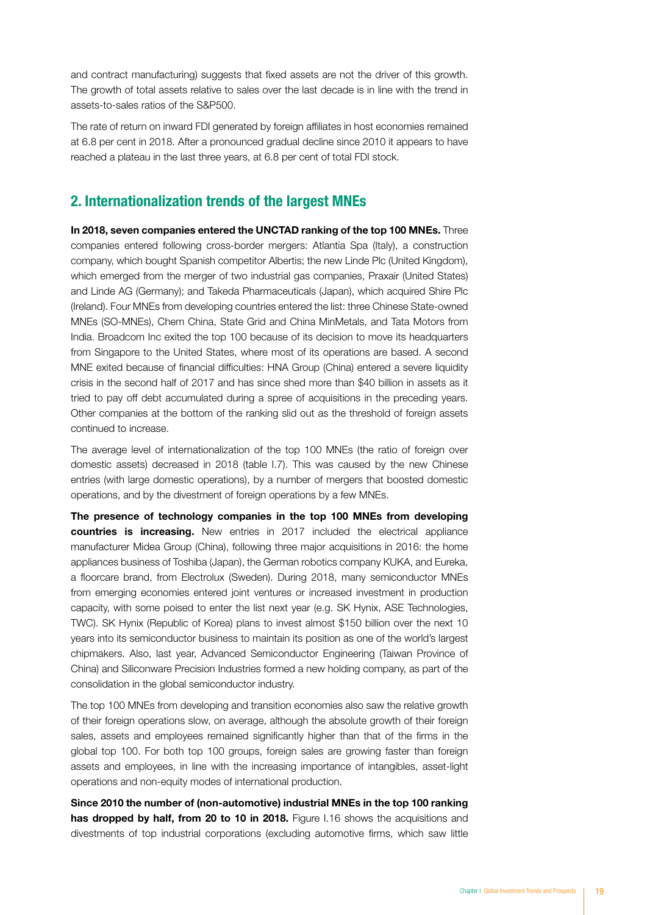and contract manufacturing) suggests that fixed assets are not the driver of this growth. The growth of total assets relative to sales over the last decade is in line with the trend in assets-to-sales ratios of the S&P500.

The rate of return on inward FDI generated by foreign affiliates in host economies remained at 6.8 per cent in 2018. After a pronounced gradual decline since 2010 it appears to have reached a plateau in the last three years, at 6.8 per cent of total FDI stock.

## 2. Internationalization trends of the largest MNEs

**In 2018, seven companies entered the UNCTAD ranking of the top 100 MNEs.** Three companies entered following cross-border mergers: Atlantia Spa (Italy), a construction company, which bought Spanish competitor Albertis; the new Linde Plc (United Kingdom), which emerged from the merger of two industrial gas companies, Praxair (United States) and Linde AG (Germany); and Takeda Pharmaceuticals (Japan), which acquired Shire Plc (Ireland). Four MNEs from developing countries entered the list: three Chinese State-owned MNEs (SO-MNEs), Chem China, State Grid and China MinMetals, and Tata Motors from India. Broadcom Inc exited the top 100 because of its decision to move its headquarters from Singapore to the United States, where most of its operations are based. A second MNE exited because of financial difficulties: HNA Group (China) entered a severe liquidity crisis in the second half of 2017 and has since shed more than $40 billion in assets as it tried to pay off debt accumulated during a spree of acquisitions in the preceding years. Other companies at the bottom of the ranking slid out as the threshold of foreign assets continued to increase.

The average level of internationalization of the top 100 MNEs (the ratio of foreign over domestic assets) decreased in 2018 (table I.7). This was caused by the new Chinese entries (with large domestic operations), by a number of mergers that boosted domestic operations, and by the divestment of foreign operations by a few MNEs.

**The presence of technology companies in the top 100 MNEs from developing countries is increasing.** New entries in 2017 included the electrical appliance manufacturer Midea Group (China), following three major acquisitions in 2016: the home appliances business of Toshiba (Japan), the German robotics company KUKA, and Eureka, a floorcare brand, from Electrolux (Sweden). During 2018, many semiconductor MNEs from emerging economies entered joint ventures or increased investment in production capacity, with some poised to enter the list next year (e.g. SK Hynix, ASE Technologies, TWC). SK Hynix (Republic of Korea) plans to invest almost $150 billion over the next 10 years into its semiconductor business to maintain its position as one of the world's largest chipmakers. Also, last year, Advanced Semiconductor Engineering (Taiwan Province of China) and Siliconware Precision Industries formed a new holding company, as part of the consolidation in the global semiconductor industry.

The top 100 MNEs from developing and transition economies also saw the relative growth of their foreign operations slow, on average, although the absolute growth of their foreign sales, assets and employees remained significantly higher than that of the firms in the global top 100. For both top 100 groups, foreign sales are growing faster than foreign assets and employees, in line with the increasing importance of intangibles, asset-light operations and non-equity modes of international production.

**Since 2010 the number of (non-automotive) industrial MNEs in the top 100 ranking has dropped by half, from 20 to 10 in 2018.** Figure I.16 shows the acquisitions and divestments of top industrial corporations (excluding automotive firms, which saw little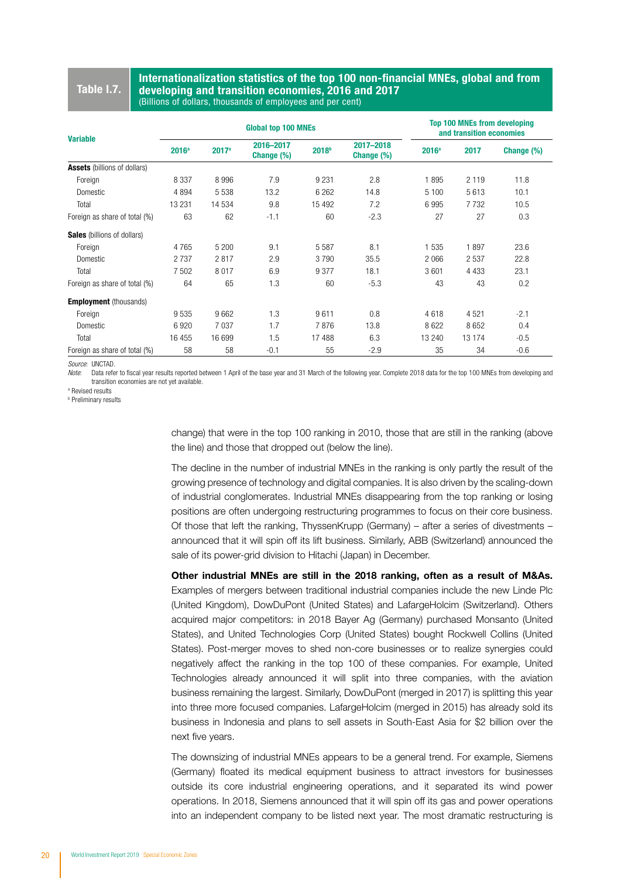**Table I.7. Internationalization statistics of the top 100 non-financial MNEs, global and from developing and transition economies, 2016 and 2017**
(Billions of dollars, thousands of employees and per cent)

| Variable | Global top 100 MNEs | | | | | Top 100 MNEs from developing and transition economies | | |
|---|---|---|---|---|---|---|---|---|
| | 2016[a] | 2017[a] | 2016–2017 Change (%) | 2018[b] | 2017–2018 Change (%) | 2016[a] | 2017 | Change (%) |
| **Assets** (billions of dollars) | | | | | | | | |
| Foreign | 8 337 | 8 996 | 7.9 | 9 231 | 2.8 | 1 895 | 2 119 | 11.8 |
| Domestic | 4 894 | 5 538 | 13.2 | 6 262 | 14.8 | 5 100 | 5 613 | 10.1 |
| Total | 13 231 | 14 534 | 9.8 | 15 492 | 7.2 | 6 995 | 7 732 | 10.5 |
| Foreign as share of total (%) | 63 | 62 | -1.1 | 60 | -2.3 | 27 | 27 | 0.3 |
| **Sales** (billions of dollars) | | | | | | | | |
| Foreign | 4 765 | 5 200 | 9.1 | 5 587 | 8.1 | 1 535 | 1 897 | 23.6 |
| Domestic | 2 737 | 2 817 | 2.9 | 3 790 | 35.5 | 2 066 | 2 537 | 22.8 |
| Total | 7 502 | 8 017 | 6.9 | 9 377 | 18.1 | 3 601 | 4 433 | 23.1 |
| Foreign as share of total (%) | 64 | 65 | 1.3 | 60 | -5.3 | 43 | 43 | 0.2 |
| **Employment** (thousands) | | | | | | | | |
| Foreign | 9 535 | 9 662 | 1.3 | 9 611 | 0.8 | 4 618 | 4 521 | -2.1 |
| Domestic | 6 920 | 7 037 | 1.7 | 7 876 | 13.8 | 8 622 | 8 652 | 0.4 |
| Total | 16 455 | 16 699 | 1.5 | 17 488 | 6.3 | 13 240 | 13 174 | -0.5 |
| Foreign as share of total (%) | 58 | 58 | -0.1 | 55 | -2.9 | 35 | 34 | -0.6 |

*Source:* UNCTAD.
*Note:* Data refer to fiscal year results reported between 1 April of the base year and 31 March of the following year. Complete 2018 data for the top 100 MNEs from developing and transition economies are not yet available.
[a] Revised results
[b] Preliminary results

change) that were in the top 100 ranking in 2010, those that are still in the ranking (above the line) and those that dropped out (below the line).

The decline in the number of industrial MNEs in the ranking is only partly the result of the growing presence of technology and digital companies. It is also driven by the scaling-down of industrial conglomerates. Industrial MNEs disappearing from the top ranking or losing positions are often undergoing restructuring programmes to focus on their core business. Of those that left the ranking, ThyssenKrupp (Germany) – after a series of divestments – announced that it will spin off its lift business. Similarly, ABB (Switzerland) announced the sale of its power-grid division to Hitachi (Japan) in December.

**Other industrial MNEs are still in the 2018 ranking, often as a result of M&As.** Examples of mergers between traditional industrial companies include the new Linde Plc (United Kingdom), DowDuPont (United States) and LafargeHolcim (Switzerland). Others acquired major competitors: in 2018 Bayer Ag (Germany) purchased Monsanto (United States), and United Technologies Corp (United States) bought Rockwell Collins (United States). Post-merger moves to shed non-core businesses or to realize synergies could negatively affect the ranking in the top 100 of these companies. For example, United Technologies already announced it will split into three companies, with the aviation business remaining the largest. Similarly, DowDuPont (merged in 2017) is splitting this year into three more focused companies. LafargeHolcim (merged in 2015) has already sold its business in Indonesia and plans to sell assets in South-East Asia for $2 billion over the next five years.

The downsizing of industrial MNEs appears to be a general trend. For example, Siemens (Germany) floated its medical equipment business to attract investors for businesses outside its core industrial engineering operations, and it separated its wind power operations. In 2018, Siemens announced that it will spin off its gas and power operations into an independent company to be listed next year. The most dramatic restructuring is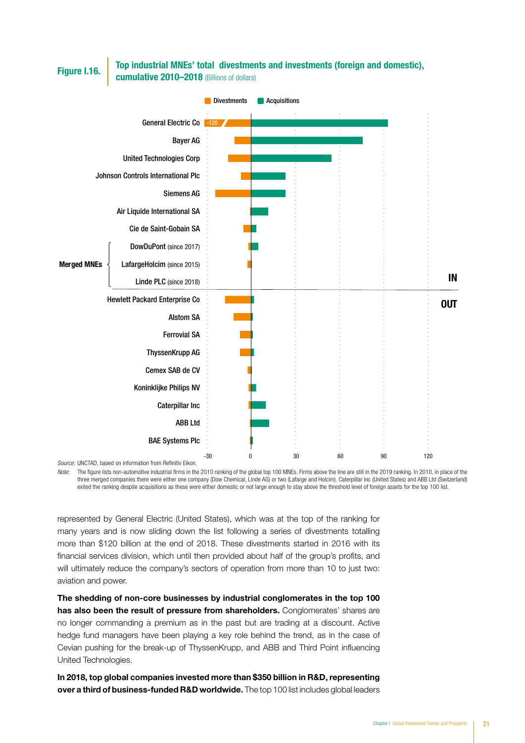**Figure I.16.** **Top industrial MNEs' total divestments and investments (foreign and domestic), cumulative 2010–2018** (Billions of dollars)

Divestments | Acquisitions

General Electric Co (-120)
Bayer AG
United Technologies Corp
Johnson Controls International Plc
Siemens AG
Air Liquide International SA
Cie de Saint-Gobain SA
Merged MNEs: DowDuPont (since 2017), LafargeHolcim (since 2015), Linde PLC (since 2018)

IN

OUT

Hewlett Packard Enterprise Co
Alstom SA
Ferrovial SA
ThyssenKrupp AG
Cemex SAB de CV
Koninklijke Philips NV
Caterpillar Inc
ABB Ltd
BAE Systems Plc

-30 | 0 | 30 | 60 | 90 | 120

*Source:* UNCTAD, based on information from Refinitiv Eikon.

*Note:* The figure lists non-automotive industrial firms in the 2010 ranking of the global top 100 MNEs. Firms above the line are still in the 2019 ranking. In 2010, in place of the three merged companies there were either one company (Dow Chemical, Linde AG) or two (Lafarge and Holcim). Caterpillar Inc (United States) and ABB Ltd (Switzerland) exited the ranking despite acquisitions as these were either domestic or not large enough to stay above the threshold level of foreign assets for the top 100 list.

represented by General Electric (United States), which was at the top of the ranking for many years and is now sliding down the list following a series of divestments totalling more than $120 billion at the end of 2018. These divestments started in 2016 with its financial services division, which until then provided about half of the group's profits, and will ultimately reduce the company's sectors of operation from more than 10 to just two: aviation and power.

**The shedding of non-core businesses by industrial conglomerates in the top 100 has also been the result of pressure from shareholders.** Conglomerates' shares are no longer commanding a premium as in the past but are trading at a discount. Active hedge fund managers have been playing a key role behind the trend, as in the case of Cevian pushing for the break-up of ThyssenKrupp, and ABB and Third Point influencing United Technologies.

**In 2018, top global companies invested more than $350 billion in R&D, representing over a third of business-funded R&D worldwide.** The top 100 list includes global leaders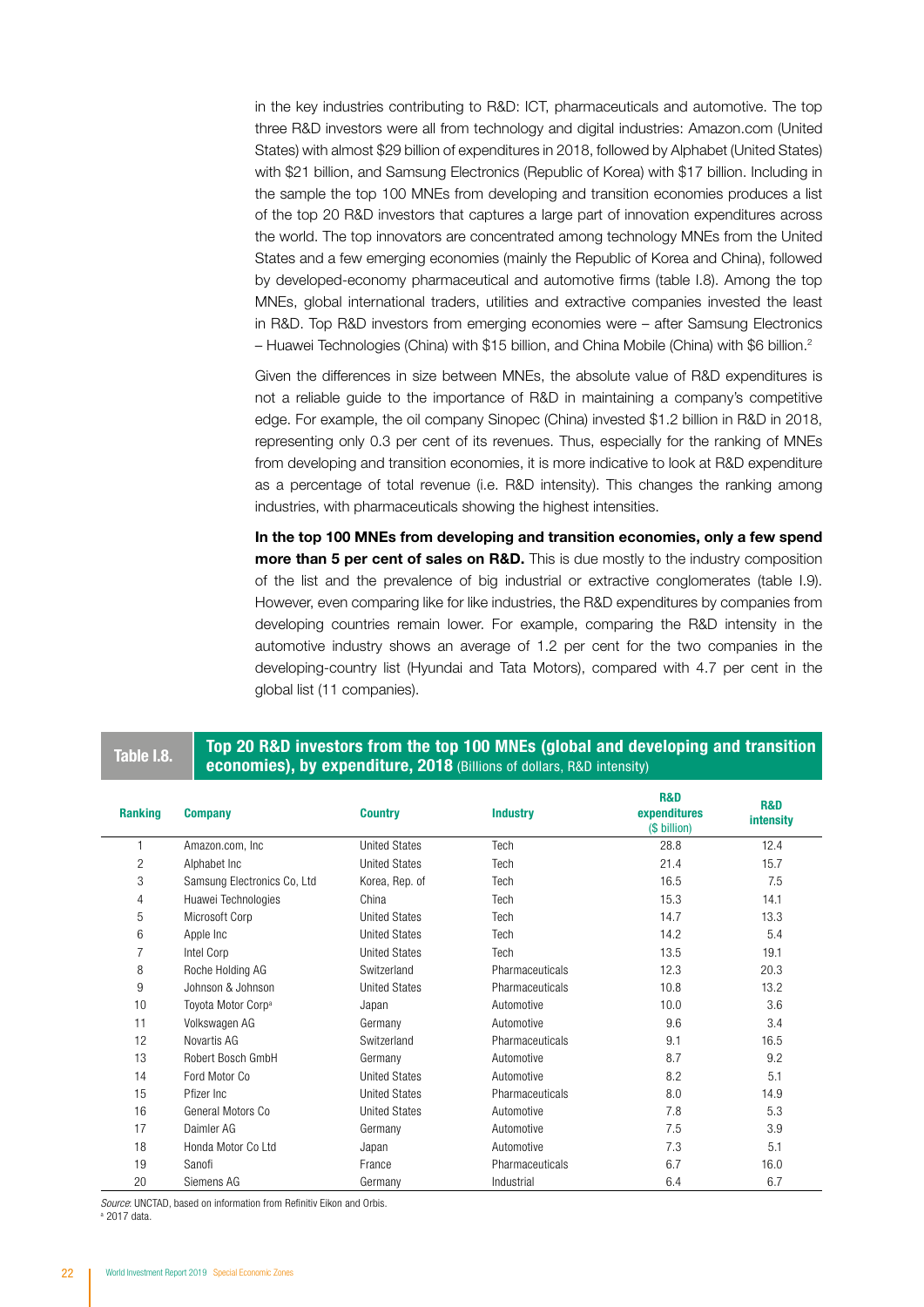in the key industries contributing to R&D: ICT, pharmaceuticals and automotive. The top three R&D investors were all from technology and digital industries: Amazon.com (United States) with almost $29 billion of expenditures in 2018, followed by Alphabet (United States) with $21 billion, and Samsung Electronics (Republic of Korea) with $17 billion. Including in the sample the top 100 MNEs from developing and transition economies produces a list of the top 20 R&D investors that captures a large part of innovation expenditures across the world. The top innovators are concentrated among technology MNEs from the United States and a few emerging economies (mainly the Republic of Korea and China), followed by developed-economy pharmaceutical and automotive firms (table I.8). Among the top MNEs, global international traders, utilities and extractive companies invested the least in R&D. Top R&D investors from emerging economies were – after Samsung Electronics – Huawei Technologies (China) with $15 billion, and China Mobile (China) with $6 billion.[2]

Given the differences in size between MNEs, the absolute value of R&D expenditures is not a reliable guide to the importance of R&D in maintaining a company's competitive edge. For example, the oil company Sinopec (China) invested $1.2 billion in R&D in 2018, representing only 0.3 per cent of its revenues. Thus, especially for the ranking of MNEs from developing and transition economies, it is more indicative to look at R&D expenditure as a percentage of total revenue (i.e. R&D intensity). This changes the ranking among industries, with pharmaceuticals showing the highest intensities.

**In the top 100 MNEs from developing and transition economies, only a few spend more than 5 per cent of sales on R&D.** This is due mostly to the industry composition of the list and the prevalence of big industrial or extractive conglomerates (table I.9). However, even comparing like for like industries, the R&D expenditures by companies from developing countries remain lower. For example, comparing the R&D intensity in the automotive industry shows an average of 1.2 per cent for the two companies in the developing-country list (Hyundai and Tata Motors), compared with 4.7 per cent in the global list (11 companies).

**Table I.8. Top 20 R&D investors from the top 100 MNEs (global and developing and transition economies), by expenditure, 2018** (Billions of dollars, R&D intensity)

| Ranking | Company | Country | Industry | R&D expenditures ($ billion) | R&D intensity |
|---|---|---|---|---|---|
| 1 | Amazon.com, Inc | United States | Tech | 28.8 | 12.4 |
| 2 | Alphabet Inc | United States | Tech | 21.4 | 15.7 |
| 3 | Samsung Electronics Co, Ltd | Korea, Rep. of | Tech | 16.5 | 7.5 |
| 4 | Huawei Technologies | China | Tech | 15.3 | 14.1 |
| 5 | Microsoft Corp | United States | Tech | 14.7 | 13.3 |
| 6 | Apple Inc | United States | Tech | 14.2 | 5.4 |
| 7 | Intel Corp | United States | Tech | 13.5 | 19.1 |
| 8 | Roche Holding AG | Switzerland | Pharmaceuticals | 12.3 | 20.3 |
| 9 | Johnson & Johnson | United States | Pharmaceuticals | 10.8 | 13.2 |
| 10 | Toyota Motor Corp[a] | Japan | Automotive | 10.0 | 3.6 |
| 11 | Volkswagen AG | Germany | Automotive | 9.6 | 3.4 |
| 12 | Novartis AG | Switzerland | Pharmaceuticals | 9.1 | 16.5 |
| 13 | Robert Bosch GmbH | Germany | Automotive | 8.7 | 9.2 |
| 14 | Ford Motor Co | United States | Automotive | 8.2 | 5.1 |
| 15 | Pfizer Inc | United States | Pharmaceuticals | 8.0 | 14.9 |
| 16 | General Motors Co | United States | Automotive | 7.8 | 5.3 |
| 17 | Daimler AG | Germany | Automotive | 7.5 | 3.9 |
| 18 | Honda Motor Co Ltd | Japan | Automotive | 7.3 | 5.1 |
| 19 | Sanofi | France | Pharmaceuticals | 6.7 | 16.0 |
| 20 | Siemens AG | Germany | Industrial | 6.4 | 6.7 |

*Source*: UNCTAD, based on information from Refinitiv Eikon and Orbis.
[a] 2017 data.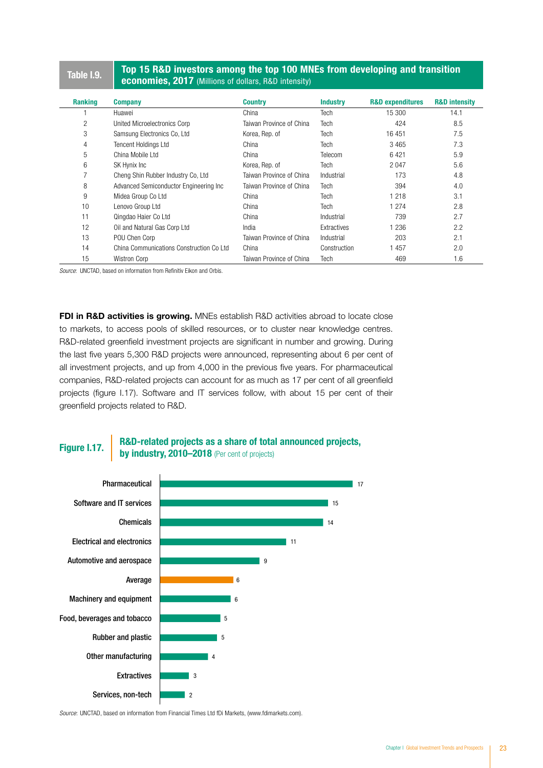**Table I.9. Top 15 R&D investors among the top 100 MNEs from developing and transition economies, 2017** (Millions of dollars, R&D intensity)

| Ranking | Company | Country | Industry | R&D expenditures | R&D intensity |
|---|---|---|---|---|---|
| 1 | Huawei | China | Tech | 15 300 | 14.1 |
| 2 | United Microelectronics Corp | Taiwan Province of China | Tech | 424 | 8.5 |
| 3 | Samsung Electronics Co, Ltd | Korea, Rep. of | Tech | 16 451 | 7.5 |
| 4 | Tencent Holdings Ltd | China | Tech | 3 465 | 7.3 |
| 5 | China Mobile Ltd | China | Telecom | 6 421 | 5.9 |
| 6 | SK Hynix Inc | Korea, Rep. of | Tech | 2 047 | 5.6 |
| 7 | Cheng Shin Rubber Industry Co, Ltd | Taiwan Province of China | Industrial | 173 | 4.8 |
| 8 | Advanced Semiconductor Engineering Inc | Taiwan Province of China | Tech | 394 | 4.0 |
| 9 | Midea Group Co Ltd | China | Tech | 1 218 | 3.1 |
| 10 | Lenovo Group Ltd | China | Tech | 1 274 | 2.8 |
| 11 | Qingdao Haier Co Ltd | China | Industrial | 739 | 2.7 |
| 12 | Oil and Natural Gas Corp Ltd | India | Extractives | 1 236 | 2.2 |
| 13 | POU Chen Corp | Taiwan Province of China | Industrial | 203 | 2.1 |
| 14 | China Communications Construction Co Ltd | China | Construction | 1 457 | 2.0 |
| 15 | Wistron Corp | Taiwan Province of China | Tech | 469 | 1.6 |

*Source:* UNCTAD, based on information from Refinitiv Eikon and Orbis.

**FDI in R&D activities is growing.** MNEs establish R&D activities abroad to locate close to markets, to access pools of skilled resources, or to cluster near knowledge centres. R&D-related greenfield investment projects are significant in number and growing. During the last five years 5,300 R&D projects were announced, representing about 6 per cent of all investment projects, and up from 4,000 in the previous five years. For pharmaceutical companies, R&D-related projects can account for as much as 17 per cent of all greenfield projects (figure I.17). Software and IT services follow, with about 15 per cent of their greenfield projects related to R&D.

**Figure I.17. R&D-related projects as a share of total announced projects, by industry, 2010–2018** (Per cent of projects)

| Industry | Per cent |
|---|---|
| Pharmaceutical | 17 |
| Software and IT services | 15 |
| Chemicals | 14 |
| Electrical and electronics | 11 |
| Automotive and aerospace | 9 |
| Average | 6 |
| Machinery and equipment | 6 |
| Food, beverages and tobacco | 5 |
| Rubber and plastic | 5 |
| Other manufacturing | 4 |
| Extractives | 3 |
| Services, non-tech | 2 |

*Source:* UNCTAD, based on information from Financial Times Ltd fDi Markets, (www.fdimarkets.com).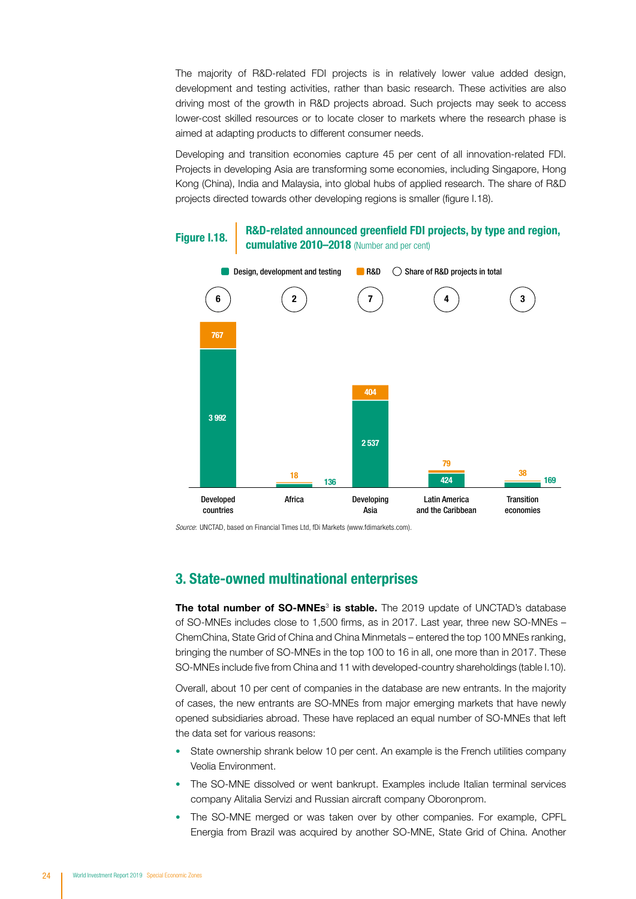The majority of R&D-related FDI projects is in relatively lower value added design, development and testing activities, rather than basic research. These activities are also driving most of the growth in R&D projects abroad. Such projects may seek to access lower-cost skilled resources or to locate closer to markets where the research phase is aimed at adapting products to different consumer needs.

Developing and transition economies capture 45 per cent of all innovation-related FDI. Projects in developing Asia are transforming some economies, including Singapore, Hong Kong (China), India and Malaysia, into global hubs of applied research. The share of R&D projects directed towards other developing regions is smaller (figure I.18).

**Figure I.18. R&D-related announced greenfield FDI projects, by type and region, cumulative 2010–2018** (Number and per cent)

| Region | Design, development and testing | R&D | Share of R&D projects in total |
|---|---|---|---|
| Developed countries | 3 992 | 767 | 6 |
| Africa | 136 | 18 | 2 |
| Developing Asia | 2 537 | 404 | 7 |
| Latin America and the Caribbean | 424 | 79 | 4 |
| Transition economies | 169 | 38 | 3 |

*Source*: UNCTAD, based on Financial Times Ltd, fDi Markets (www.fdimarkets.com).

## 3. State-owned multinational enterprises

**The total number of SO-MNEs[3] is stable.** The 2019 update of UNCTAD's database of SO-MNEs includes close to 1,500 firms, as in 2017. Last year, three new SO-MNEs – ChemChina, State Grid of China and China Minmetals – entered the top 100 MNEs ranking, bringing the number of SO-MNEs in the top 100 to 16 in all, one more than in 2017. These SO-MNEs include five from China and 11 with developed-country shareholdings (table I.10).

Overall, about 10 per cent of companies in the database are new entrants. In the majority of cases, the new entrants are SO-MNEs from major emerging markets that have newly opened subsidiaries abroad. These have replaced an equal number of SO-MNEs that left the data set for various reasons:

- State ownership shrank below 10 per cent. An example is the French utilities company Veolia Environment.
- The SO-MNE dissolved or went bankrupt. Examples include Italian terminal services company Alitalia Servizi and Russian aircraft company Oboronprom.
- The SO-MNE merged or was taken over by other companies. For example, CPFL Energia from Brazil was acquired by another SO-MNE, State Grid of China. Another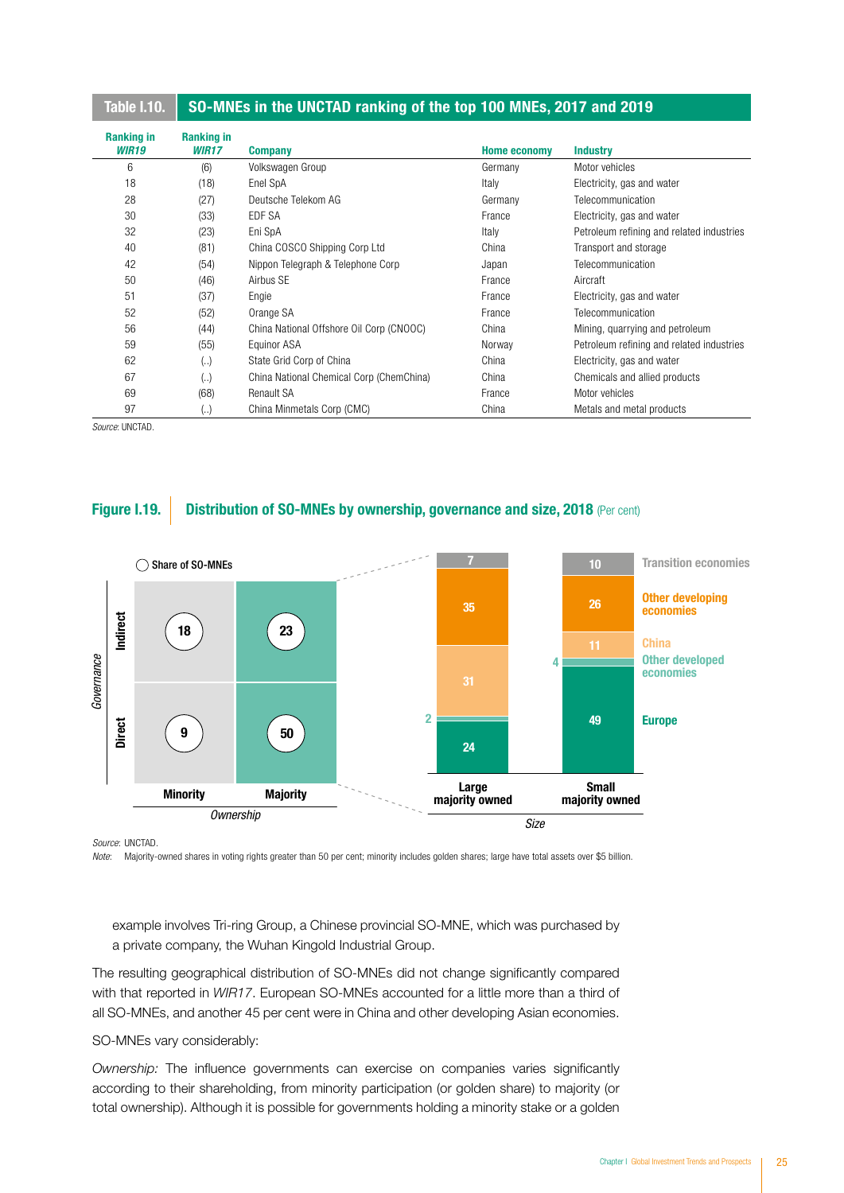**Table I.10. SO-MNEs in the UNCTAD ranking of the top 100 MNEs, 2017 and 2019**

| Ranking in *WIR19* | Ranking in *WIR17* | Company | Home economy | Industry |
|---|---|---|---|---|
| 6 | (6) | Volkswagen Group | Germany | Motor vehicles |
| 18 | (18) | Enel SpA | Italy | Electricity, gas and water |
| 28 | (27) | Deutsche Telekom AG | Germany | Telecommunication |
| 30 | (33) | EDF SA | France | Electricity, gas and water |
| 32 | (23) | Eni SpA | Italy | Petroleum refining and related industries |
| 40 | (81) | China COSCO Shipping Corp Ltd | China | Transport and storage |
| 42 | (54) | Nippon Telegraph & Telephone Corp | Japan | Telecommunication |
| 50 | (46) | Airbus SE | France | Aircraft |
| 51 | (37) | Engie | France | Electricity, gas and water |
| 52 | (52) | Orange SA | France | Telecommunication |
| 56 | (44) | China National Offshore Oil Corp (CNOOC) | China | Mining, quarrying and petroleum |
| 59 | (55) | Equinor ASA | Norway | Petroleum refining and related industries |
| 62 | (..) | State Grid Corp of China | China | Electricity, gas and water |
| 67 | (..) | China National Chemical Corp (ChemChina) | China | Chemicals and allied products |
| 69 | (68) | Renault SA | France | Motor vehicles |
| 97 | (..) | China Minmetals Corp (CMC) | China | Metals and metal products |

*Source*: UNCTAD.

**Figure I.19. Distribution of SO-MNEs by ownership, governance and size, 2018** (Per cent)

Share of SO-MNEs

| Governance | Minority | Majority |
|---|---|---|
| Indirect | 18 | 23 |
| Direct | 9 | 50 |

| Size | Large majority owned | Small majority owned |
|---|---|---|
| Transition economies | 7 | 10 |
| Other developing economies | 35 | 26 |
| China | 31 | 11 |
| Other developed economies | 2 | 4 |
| Europe | 24 | 49 |

*Source*: UNCTAD.

*Note*: Majority-owned shares in voting rights greater than 50 per cent; minority includes golden shares; large have total assets over $5 billion.

example involves Tri-ring Group, a Chinese provincial SO-MNE, which was purchased by a private company, the Wuhan Kingold Industrial Group.

The resulting geographical distribution of SO-MNEs did not change significantly compared with that reported in *WIR17*. European SO-MNEs accounted for a little more than a third of all SO-MNEs, and another 45 per cent were in China and other developing Asian economies.

SO-MNEs vary considerably:

*Ownership:* The influence governments can exercise on companies varies significantly according to their shareholding, from minority participation (or golden share) to majority (or total ownership). Although it is possible for governments holding a minority stake or a golden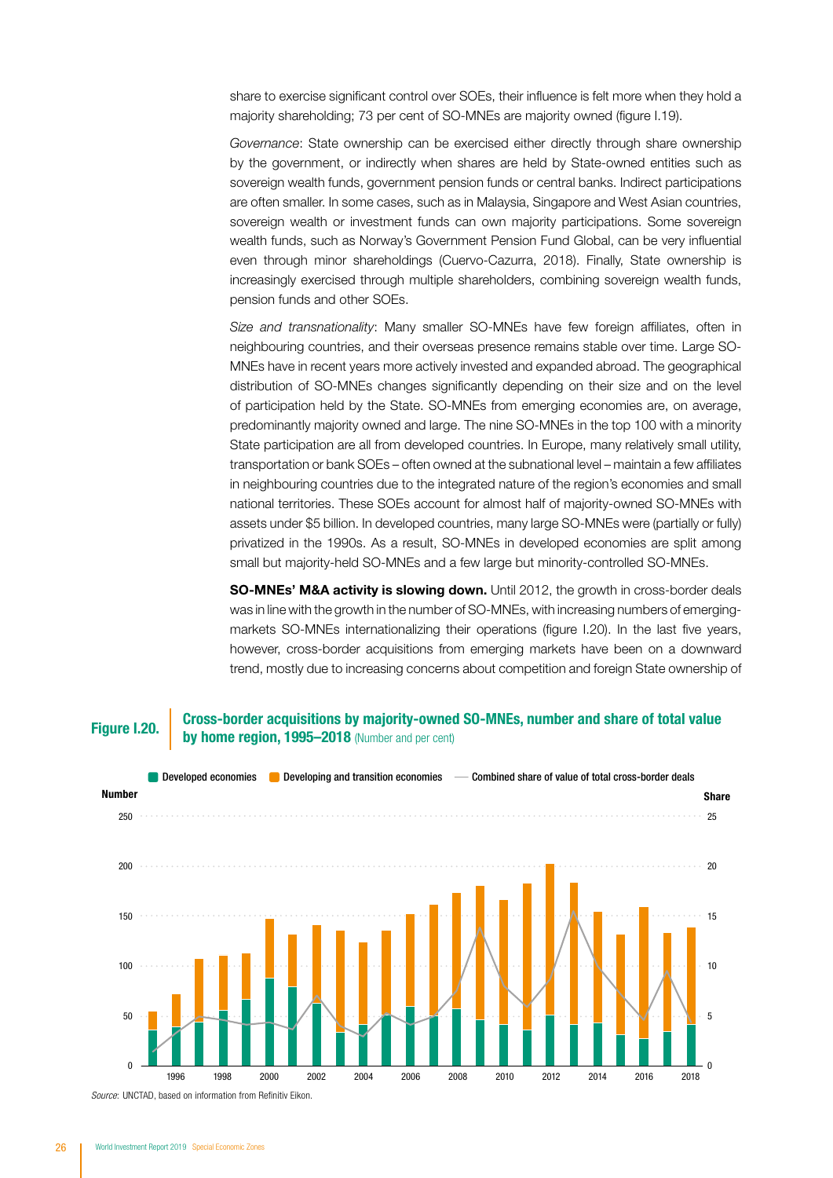share to exercise significant control over SOEs, their influence is felt more when they hold a majority shareholding; 73 per cent of SO-MNEs are majority owned (figure I.19).

*Governance*: State ownership can be exercised either directly through share ownership by the government, or indirectly when shares are held by State-owned entities such as sovereign wealth funds, government pension funds or central banks. Indirect participations are often smaller. In some cases, such as in Malaysia, Singapore and West Asian countries, sovereign wealth or investment funds can own majority participations. Some sovereign wealth funds, such as Norway's Government Pension Fund Global, can be very influential even through minor shareholdings (Cuervo-Cazurra, 2018). Finally, State ownership is increasingly exercised through multiple shareholders, combining sovereign wealth funds, pension funds and other SOEs.

*Size and transnationality*: Many smaller SO-MNEs have few foreign affiliates, often in neighbouring countries, and their overseas presence remains stable over time. Large SO-MNEs have in recent years more actively invested and expanded abroad. The geographical distribution of SO-MNEs changes significantly depending on their size and on the level of participation held by the State. SO-MNEs from emerging economies are, on average, predominantly majority owned and large. The nine SO-MNEs in the top 100 with a minority State participation are all from developed countries. In Europe, many relatively small utility, transportation or bank SOEs – often owned at the subnational level – maintain a few affiliates in neighbouring countries due to the integrated nature of the region's economies and small national territories. These SOEs account for almost half of majority-owned SO-MNEs with assets under $5 billion. In developed countries, many large SO-MNEs were (partially or fully) privatized in the 1990s. As a result, SO-MNEs in developed economies are split among small but majority-held SO-MNEs and a few large but minority-controlled SO-MNEs.

**SO-MNEs' M&A activity is slowing down.** Until 2012, the growth in cross-border deals was in line with the growth in the number of SO-MNEs, with increasing numbers of emerging-markets SO-MNEs internationalizing their operations (figure I.20). In the last five years, however, cross-border acquisitions from emerging markets have been on a downward trend, mostly due to increasing concerns about competition and foreign State ownership of

**Figure I.20. Cross-border acquisitions by majority-owned SO-MNEs, number and share of total value by home region, 1995–2018** (Number and per cent)

*Source:* UNCTAD, based on information from Refinitiv Eikon.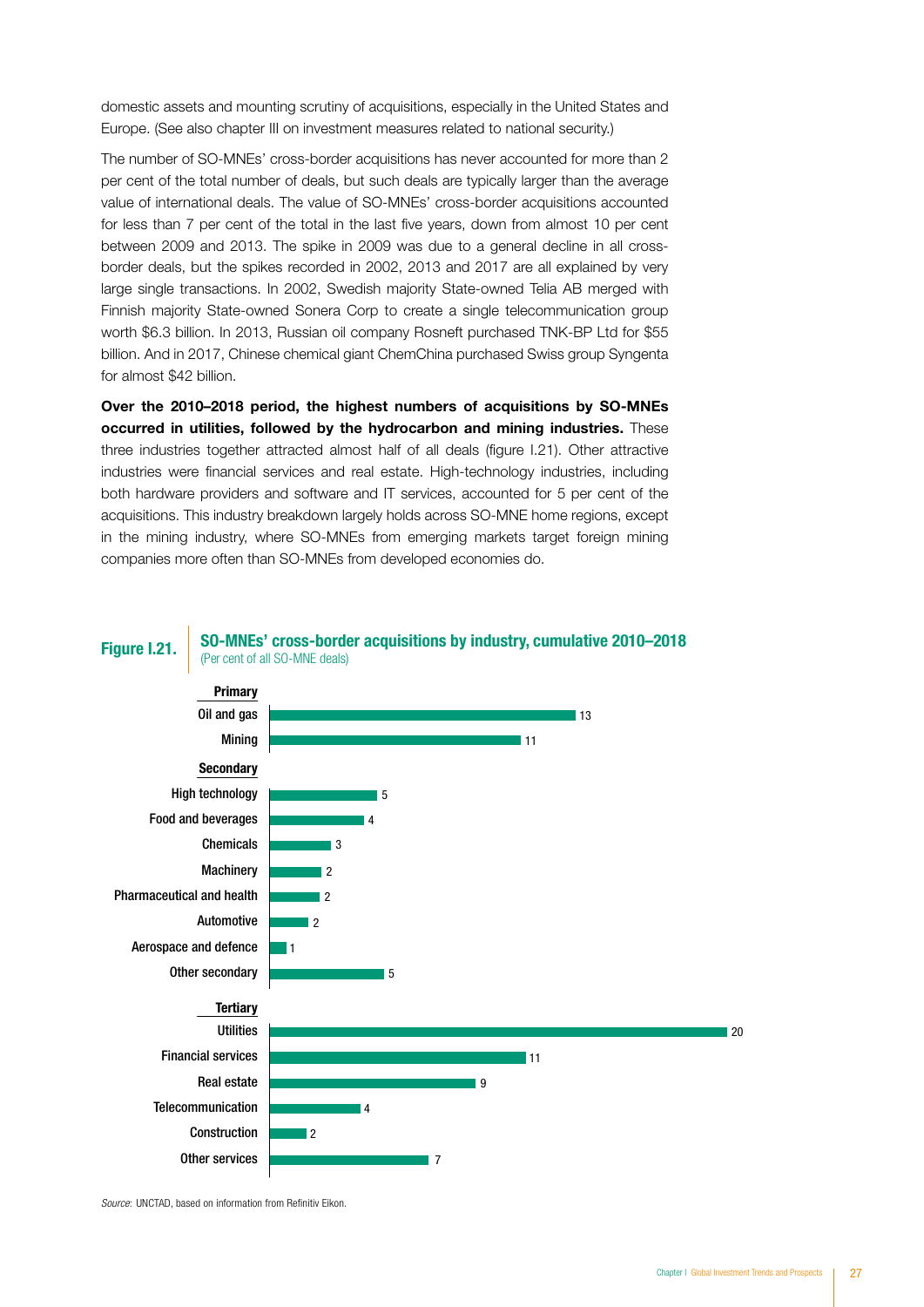domestic assets and mounting scrutiny of acquisitions, especially in the United States and Europe. (See also chapter III on investment measures related to national security.)

The number of SO-MNEs' cross-border acquisitions has never accounted for more than 2 per cent of the total number of deals, but such deals are typically larger than the average value of international deals. The value of SO-MNEs' cross-border acquisitions accounted for less than 7 per cent of the total in the last five years, down from almost 10 per cent between 2009 and 2013. The spike in 2009 was due to a general decline in all cross-border deals, but the spikes recorded in 2002, 2013 and 2017 are all explained by very large single transactions. In 2002, Swedish majority State-owned Telia AB merged with Finnish majority State-owned Sonera Corp to create a single telecommunication group worth $6.3 billion. In 2013, Russian oil company Rosneft purchased TNK-BP Ltd for $55 billion. And in 2017, Chinese chemical giant ChemChina purchased Swiss group Syngenta for almost $42 billion.

**Over the 2010–2018 period, the highest numbers of acquisitions by SO-MNEs occurred in utilities, followed by the hydrocarbon and mining industries.** These three industries together attracted almost half of all deals (figure I.21). Other attractive industries were financial services and real estate. High-technology industries, including both hardware providers and software and IT services, accounted for 5 per cent of the acquisitions. This industry breakdown largely holds across SO-MNE home regions, except in the mining industry, where SO-MNEs from emerging markets target foreign mining companies more often than SO-MNEs from developed economies do.

**Figure I.21. SO-MNEs' cross-border acquisitions by industry, cumulative 2010–2018**
(Per cent of all SO-MNE deals)

| Industry | Per cent |
|---|---|
| **Primary** | |
| Oil and gas | 13 |
| Mining | 11 |
| **Secondary** | |
| High technology | 5 |
| Food and beverages | 4 |
| Chemicals | 3 |
| Machinery | 2 |
| Pharmaceutical and health | 2 |
| Automotive | 2 |
| Aerospace and defence | 1 |
| Other secondary | 5 |
| **Tertiary** | |
| Utilities | 20 |
| Financial services | 11 |
| Real estate | 9 |
| Telecommunication | 4 |
| Construction | 2 |
| Other services | 7 |

*Source:* UNCTAD, based on information from Refinitiv Eikon.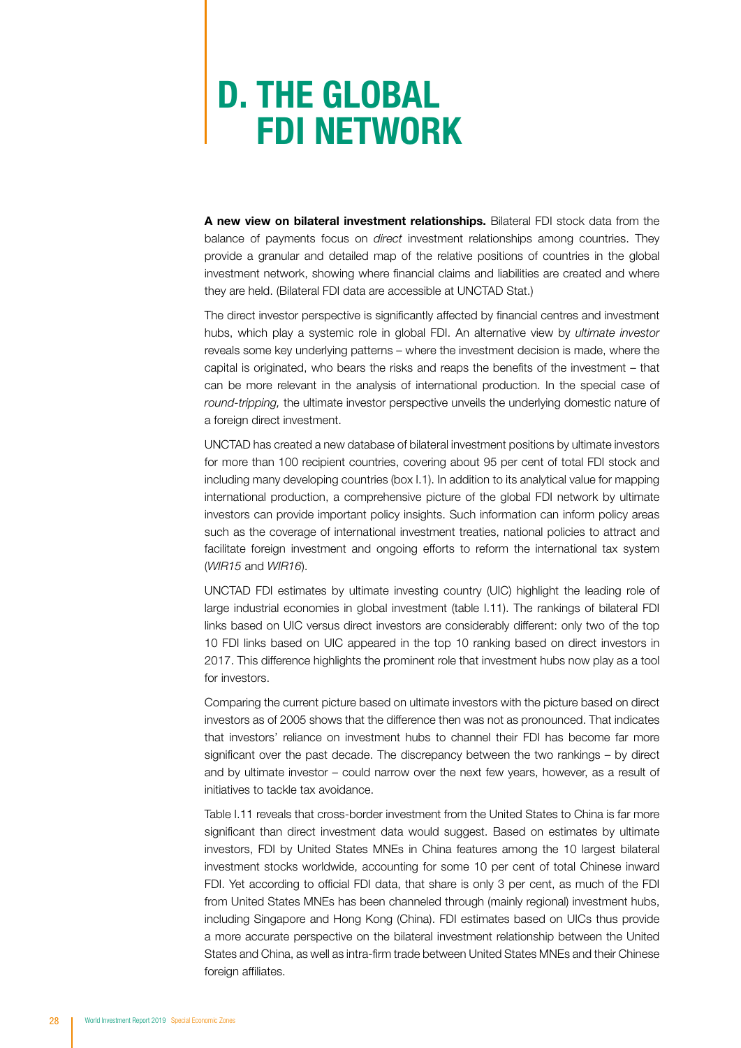# D. THE GLOBAL FDI NETWORK

**A new view on bilateral investment relationships.** Bilateral FDI stock data from the balance of payments focus on *direct* investment relationships among countries. They provide a granular and detailed map of the relative positions of countries in the global investment network, showing where financial claims and liabilities are created and where they are held. (Bilateral FDI data are accessible at UNCTAD Stat.)

The direct investor perspective is significantly affected by financial centres and investment hubs, which play a systemic role in global FDI. An alternative view by *ultimate investor* reveals some key underlying patterns – where the investment decision is made, where the capital is originated, who bears the risks and reaps the benefits of the investment – that can be more relevant in the analysis of international production. In the special case of *round-tripping,* the ultimate investor perspective unveils the underlying domestic nature of a foreign direct investment.

UNCTAD has created a new database of bilateral investment positions by ultimate investors for more than 100 recipient countries, covering about 95 per cent of total FDI stock and including many developing countries (box I.1). In addition to its analytical value for mapping international production, a comprehensive picture of the global FDI network by ultimate investors can provide important policy insights. Such information can inform policy areas such as the coverage of international investment treaties, national policies to attract and facilitate foreign investment and ongoing efforts to reform the international tax system (*WIR15* and *WIR16*).

UNCTAD FDI estimates by ultimate investing country (UIC) highlight the leading role of large industrial economies in global investment (table I.11). The rankings of bilateral FDI links based on UIC versus direct investors are considerably different: only two of the top 10 FDI links based on UIC appeared in the top 10 ranking based on direct investors in 2017. This difference highlights the prominent role that investment hubs now play as a tool for investors.

Comparing the current picture based on ultimate investors with the picture based on direct investors as of 2005 shows that the difference then was not as pronounced. That indicates that investors' reliance on investment hubs to channel their FDI has become far more significant over the past decade. The discrepancy between the two rankings – by direct and by ultimate investor – could narrow over the next few years, however, as a result of initiatives to tackle tax avoidance.

Table I.11 reveals that cross-border investment from the United States to China is far more significant than direct investment data would suggest. Based on estimates by ultimate investors, FDI by United States MNEs in China features among the 10 largest bilateral investment stocks worldwide, accounting for some 10 per cent of total Chinese inward FDI. Yet according to official FDI data, that share is only 3 per cent, as much of the FDI from United States MNEs has been channeled through (mainly regional) investment hubs, including Singapore and Hong Kong (China). FDI estimates based on UICs thus provide a more accurate perspective on the bilateral investment relationship between the United States and China, as well as intra-firm trade between United States MNEs and their Chinese foreign affiliates.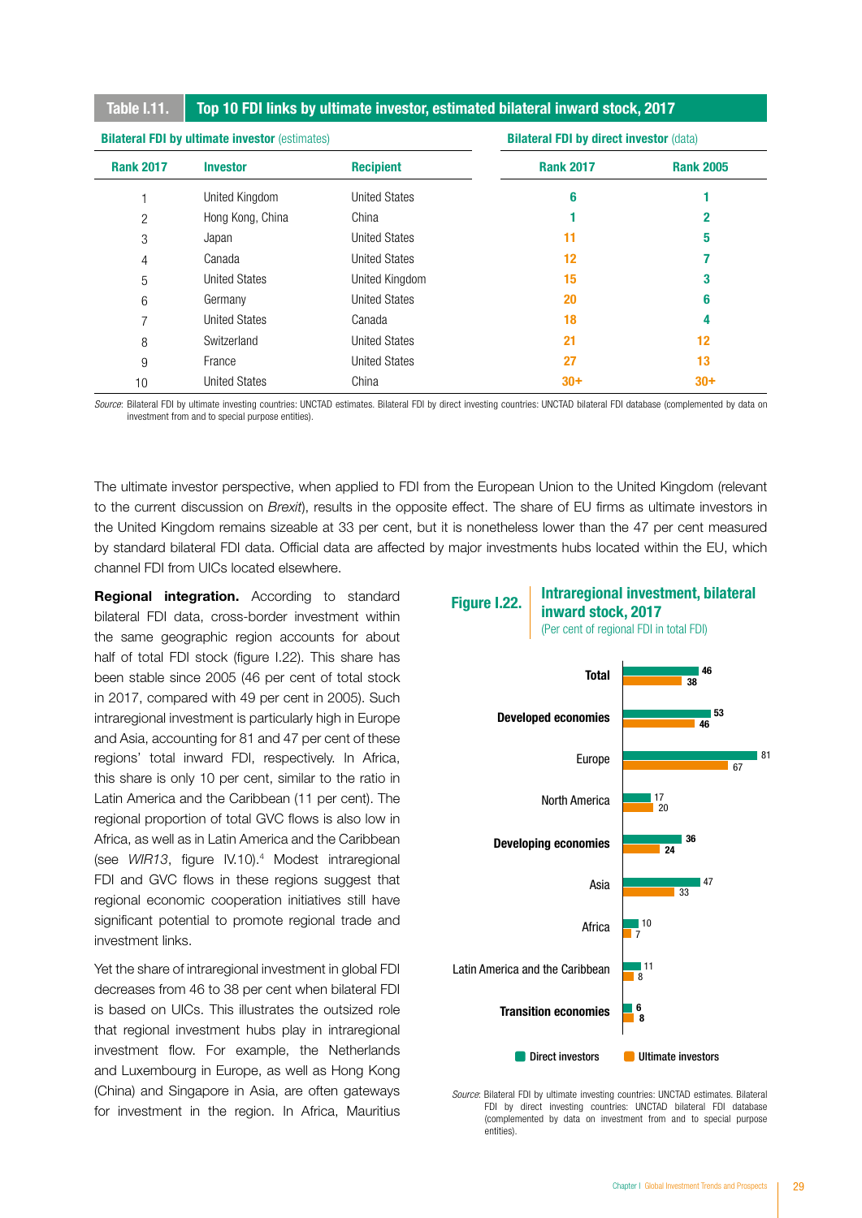## Table I.11. Top 10 FDI links by ultimate investor, estimated bilateral inward stock, 2017

| Bilateral FDI by ultimate investor (estimates) | | | Bilateral FDI by direct investor (data) | |
|---|---|---|---|---|
| **Rank 2017** | **Investor** | **Recipient** | **Rank 2017** | **Rank 2005** |
| 1 | United Kingdom | United States | 6 | 1 |
| 2 | Hong Kong, China | China | 1 | 2 |
| 3 | Japan | United States | 11 | 5 |
| 4 | Canada | United States | 12 | 7 |
| 5 | United States | United Kingdom | 15 | 3 |
| 6 | Germany | United States | 20 | 6 |
| 7 | United States | Canada | 18 | 4 |
| 8 | Switzerland | United States | 21 | 12 |
| 9 | France | United States | 27 | 13 |
| 10 | United States | China | 30+ | 30+ |

*Source:* Bilateral FDI by ultimate investing countries: UNCTAD estimates. Bilateral FDI by direct investing countries: UNCTAD bilateral FDI database (complemented by data on investment from and to special purpose entities).

The ultimate investor perspective, when applied to FDI from the European Union to the United Kingdom (relevant to the current discussion on *Brexit*), results in the opposite effect. The share of EU firms as ultimate investors in the United Kingdom remains sizeable at 33 per cent, but it is nonetheless lower than the 47 per cent measured by standard bilateral FDI data. Official data are affected by major investments hubs located within the EU, which channel FDI from UICs located elsewhere.

**Regional integration.** According to standard bilateral FDI data, cross-border investment within the same geographic region accounts for about half of total FDI stock (figure I.22). This share has been stable since 2005 (46 per cent of total stock in 2017, compared with 49 per cent in 2005). Such intraregional investment is particularly high in Europe and Asia, accounting for 81 and 47 per cent of these regions' total inward FDI, respectively. In Africa, this share is only 10 per cent, similar to the ratio in Latin America and the Caribbean (11 per cent). The regional proportion of total GVC flows is also low in Africa, as well as in Latin America and the Caribbean (see *WIR13*, figure IV.10).[4] Modest intraregional FDI and GVC flows in these regions suggest that regional economic cooperation initiatives still have significant potential to promote regional trade and investment links.

Yet the share of intraregional investment in global FDI decreases from 46 to 38 per cent when bilateral FDI is based on UICs. This illustrates the outsized role that regional investment hubs play in intraregional investment flow. For example, the Netherlands and Luxembourg in Europe, as well as Hong Kong (China) and Singapore in Asia, are often gateways for investment in the region. In Africa, Mauritius

**Figure I.22. Intraregional investment, bilateral inward stock, 2017**
(Per cent of regional FDI in total FDI)

| | Direct investors | Ultimate investors |
|---|---|---|
| **Total** | 46 | 38 |
| **Developed economies** | 53 | 46 |
| Europe | 81 | 67 |
| North America | 17 | 20 |
| **Developing economies** | 36 | 24 |
| Asia | 47 | 33 |
| Africa | 10 | 7 |
| Latin America and the Caribbean | 11 | 8 |
| **Transition economies** | 6 | 8 |

*Source:* Bilateral FDI by ultimate investing countries: UNCTAD estimates. Bilateral FDI by direct investing countries: UNCTAD bilateral FDI database (complemented by data on investment from and to special purpose entities).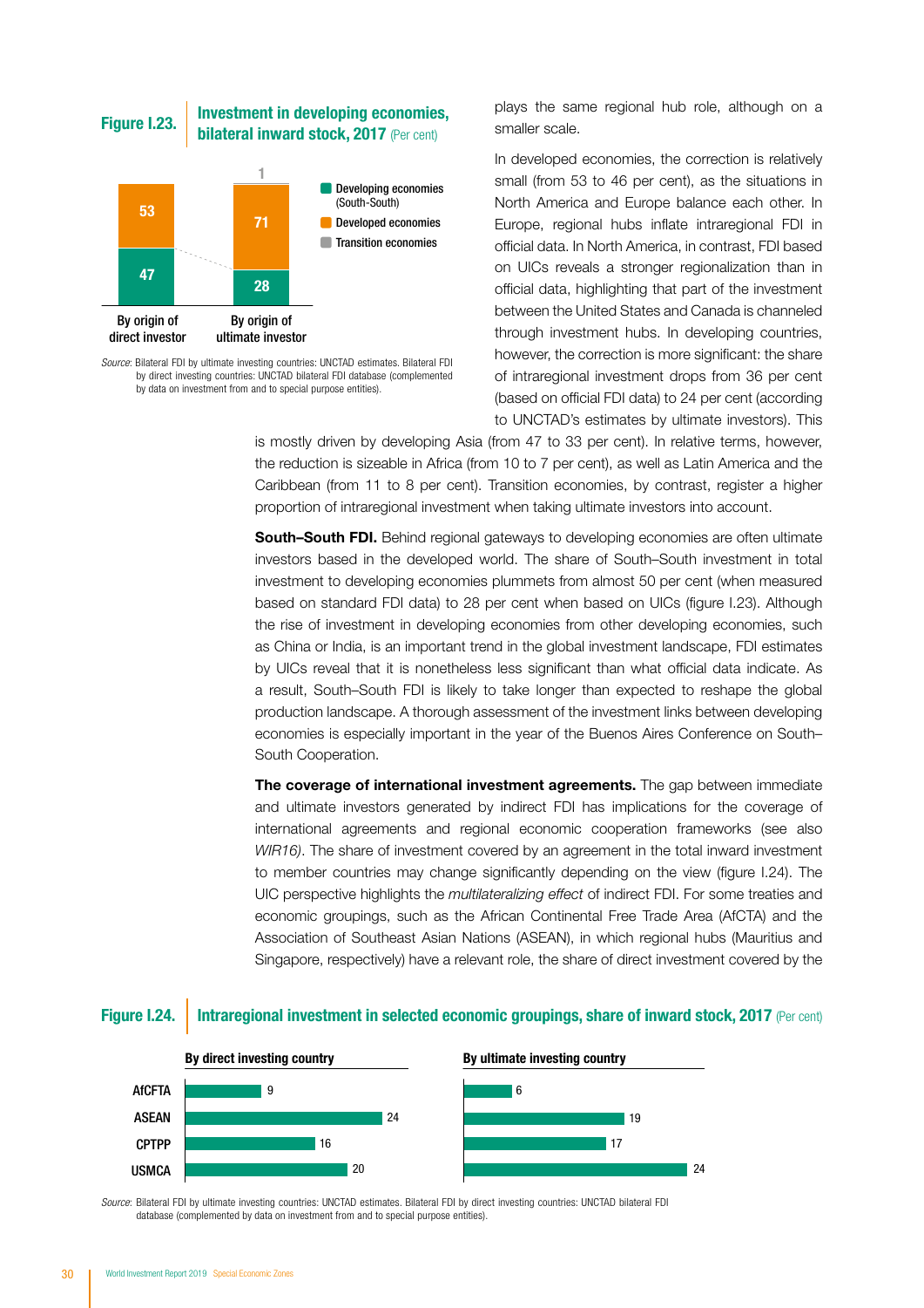**Figure I.23.** **Investment in developing economies, bilateral inward stock, 2017** (Per cent)

| | By origin of direct investor | By origin of ultimate investor |
|---|---|---|
| Developing economies (South-South) | 47 | 28 |
| Developed economies | 53 | 71 |
| Transition economies | | 1 |

*Source:* Bilateral FDI by ultimate investing countries: UNCTAD estimates. Bilateral FDI by direct investing countries: UNCTAD bilateral FDI database (complemented by data on investment from and to special purpose entities).

plays the same regional hub role, although on a smaller scale.

In developed economies, the correction is relatively small (from 53 to 46 per cent), as the situations in North America and Europe balance each other. In Europe, regional hubs inflate intraregional FDI in official data. In North America, in contrast, FDI based on UICs reveals a stronger regionalization than in official data, highlighting that part of the investment between the United States and Canada is channeled through investment hubs. In developing countries, however, the correction is more significant: the share of intraregional investment drops from 36 per cent (based on official FDI data) to 24 per cent (according to UNCTAD's estimates by ultimate investors). This is mostly driven by developing Asia (from 47 to 33 per cent). In relative terms, however, the reduction is sizeable in Africa (from 10 to 7 per cent), as well as Latin America and the Caribbean (from 11 to 8 per cent). Transition economies, by contrast, register a higher proportion of intraregional investment when taking ultimate investors into account.

**South–South FDI.** Behind regional gateways to developing economies are often ultimate investors based in the developed world. The share of South–South investment in total investment to developing economies plummets from almost 50 per cent (when measured based on standard FDI data) to 28 per cent when based on UICs (figure I.23). Although the rise of investment in developing economies from other developing economies, such as China or India, is an important trend in the global investment landscape, FDI estimates by UICs reveal that it is nonetheless less significant than what official data indicate. As a result, South–South FDI is likely to take longer than expected to reshape the global production landscape. A thorough assessment of the investment links between developing economies is especially important in the year of the Buenos Aires Conference on South–South Cooperation.

**The coverage of international investment agreements.** The gap between immediate and ultimate investors generated by indirect FDI has implications for the coverage of international agreements and regional economic cooperation frameworks (see also *WIR16*). The share of investment covered by an agreement in the total inward investment to member countries may change significantly depending on the view (figure I.24). The UIC perspective highlights the *multilateralizing effect* of indirect FDI. For some treaties and economic groupings, such as the African Continental Free Trade Area (AfCFTA) and the Association of Southeast Asian Nations (ASEAN), in which regional hubs (Mauritius and Singapore, respectively) have a relevant role, the share of direct investment covered by the

**Figure I.24.** **Intraregional investment in selected economic groupings, share of inward stock, 2017** (Per cent)

| | By direct investing country | By ultimate investing country |
|---|---|---|
| AfCFTA | 9 | 6 |
| ASEAN | 24 | 19 |
| CPTPP | 16 | 17 |
| USMCA | 20 | 24 |

*Source:* Bilateral FDI by ultimate investing countries: UNCTAD estimates. Bilateral FDI by direct investing countries: UNCTAD bilateral FDI database (complemented by data on investment from and to special purpose entities).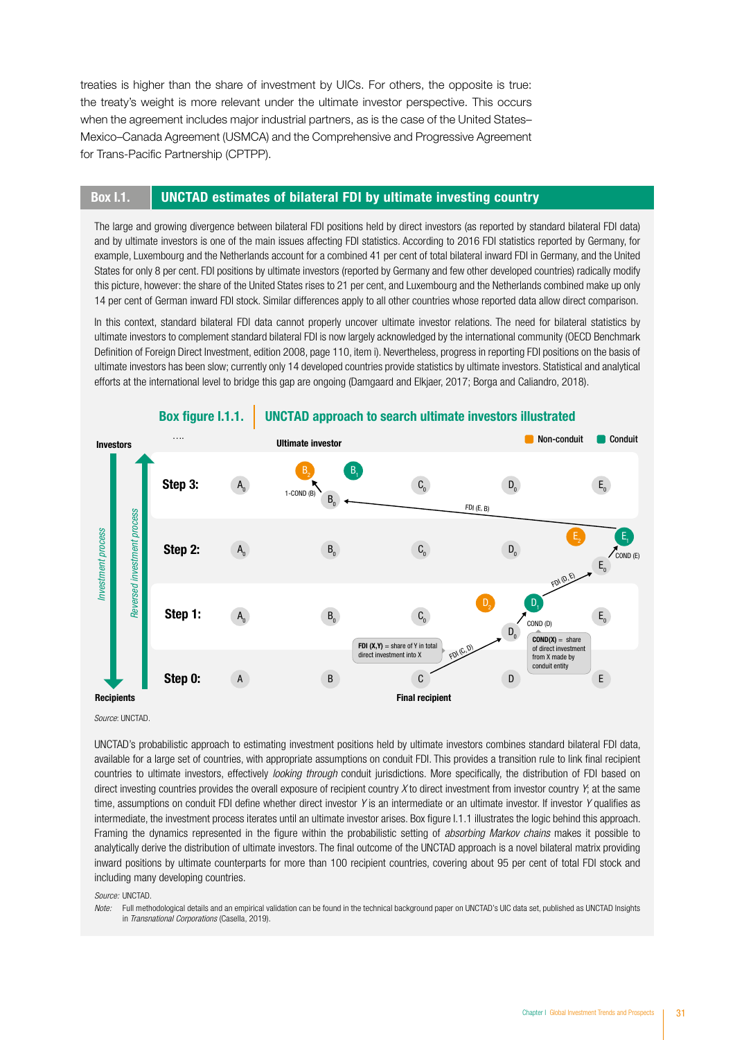treaties is higher than the share of investment by UICs. For others, the opposite is true: the treaty's weight is more relevant under the ultimate investor perspective. This occurs when the agreement includes major industrial partners, as is the case of the United States–Mexico–Canada Agreement (USMCA) and the Comprehensive and Progressive Agreement for Trans-Pacific Partnership (CPTPP).

## Box I.1. UNCTAD estimates of bilateral FDI by ultimate investing country

The large and growing divergence between bilateral FDI positions held by direct investors (as reported by standard bilateral FDI data) and by ultimate investors is one of the main issues affecting FDI statistics. According to 2016 FDI statistics reported by Germany, for example, Luxembourg and the Netherlands account for a combined 41 per cent of total bilateral inward FDI in Germany, and the United States for only 8 per cent. FDI positions by ultimate investors (reported by Germany and few other developed countries) radically modify this picture, however: the share of the United States rises to 21 per cent, and Luxembourg and the Netherlands combined make up only 14 per cent of German inward FDI stock. Similar differences apply to all other countries whose reported data allow direct comparison.

In this context, standard bilateral FDI data cannot properly uncover ultimate investor relations. The need for bilateral statistics by ultimate investors to complement standard bilateral FDI is now largely acknowledged by the international community (OECD Benchmark Definition of Foreign Direct Investment, edition 2008, page 110, item i). Nevertheless, progress in reporting FDI positions on the basis of ultimate investors has been slow; currently only 14 developed countries provide statistics by ultimate investors. Statistical and analytical efforts at the international level to bridge this gap are ongoing (Damgaard and Elkjaer, 2017; Borga and Caliandro, 2018).

### Box figure I.1.1. UNCTAD approach to search ultimate investors illustrated

Source: UNCTAD.

UNCTAD's probabilistic approach to estimating investment positions held by ultimate investors combines standard bilateral FDI data, available for a large set of countries, with appropriate assumptions on conduit FDI. This provides a transition rule to link final recipient countries to ultimate investors, effectively *looking through* conduit jurisdictions. More specifically, the distribution of FDI based on direct investing countries provides the overall exposure of recipient country *X* to direct investment from investor country *Y*; at the same time, assumptions on conduit FDI define whether direct investor *Y* is an intermediate or an ultimate investor. If investor *Y* qualifies as intermediate, the investment process iterates until an ultimate investor arises. Box figure I.1.1 illustrates the logic behind this approach. Framing the dynamics represented in the figure within the probabilistic setting of *absorbing Markov chains* makes it possible to analytically derive the distribution of ultimate investors. The final outcome of the UNCTAD approach is a novel bilateral matrix providing inward positions by ultimate counterparts for more than 100 recipient countries, covering about 95 per cent of total FDI stock and including many developing countries.

*Source:* UNCTAD.

*Note:* Full methodological details and an empirical validation can be found in the technical background paper on UNCTAD's UIC data set, published as UNCTAD Insights in *Transnational Corporations* (Casella, 2019).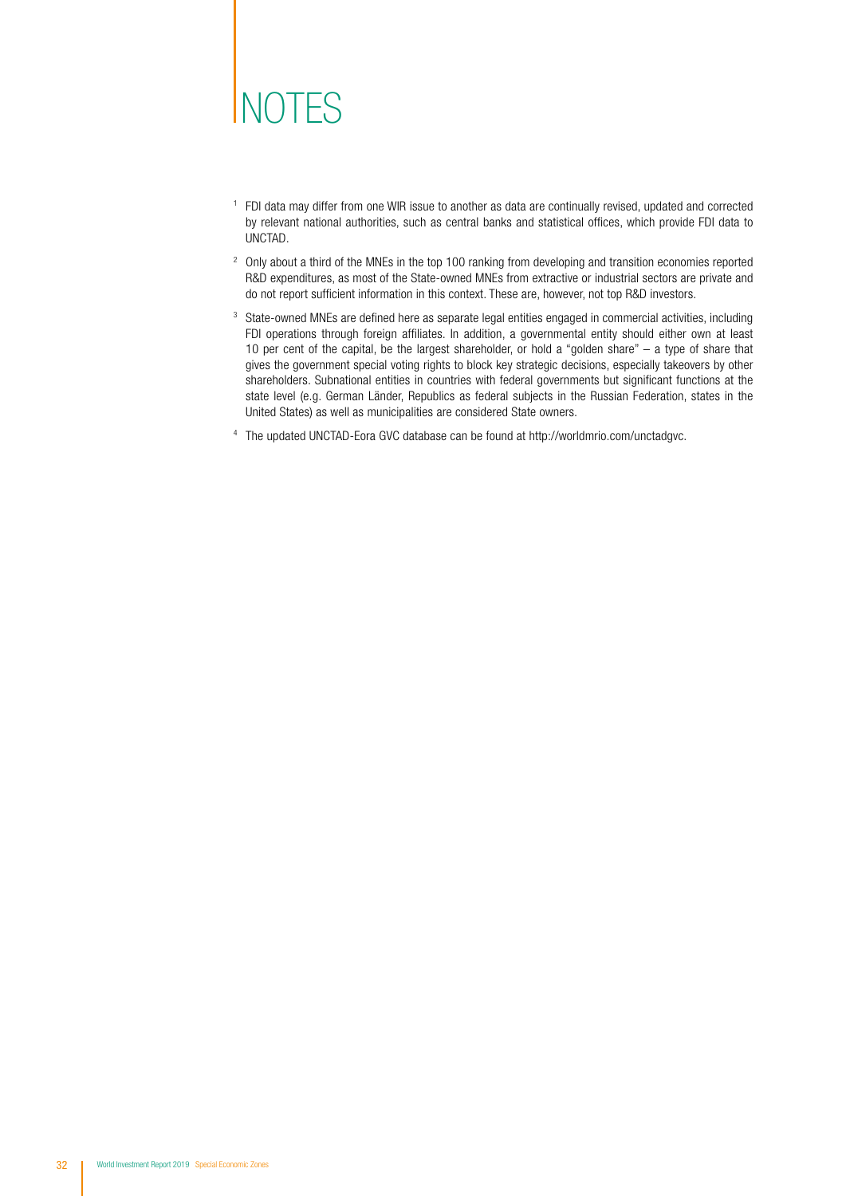# NOTES

1. FDI data may differ from one WIR issue to another as data are continually revised, updated and corrected by relevant national authorities, such as central banks and statistical offices, which provide FDI data to UNCTAD.
2. Only about a third of the MNEs in the top 100 ranking from developing and transition economies reported R&D expenditures, as most of the State-owned MNEs from extractive or industrial sectors are private and do not report sufficient information in this context. These are, however, not top R&D investors.
3. State-owned MNEs are defined here as separate legal entities engaged in commercial activities, including FDI operations through foreign affiliates. In addition, a governmental entity should either own at least 10 per cent of the capital, be the largest shareholder, or hold a "golden share" – a type of share that gives the government special voting rights to block key strategic decisions, especially takeovers by other shareholders. Subnational entities in countries with federal governments but significant functions at the state level (e.g. German Länder, Republics as federal subjects in the Russian Federation, states in the United States) as well as municipalities are considered State owners.
4. The updated UNCTAD-Eora GVC database can be found at http://worldmrio.com/unctadgvc.